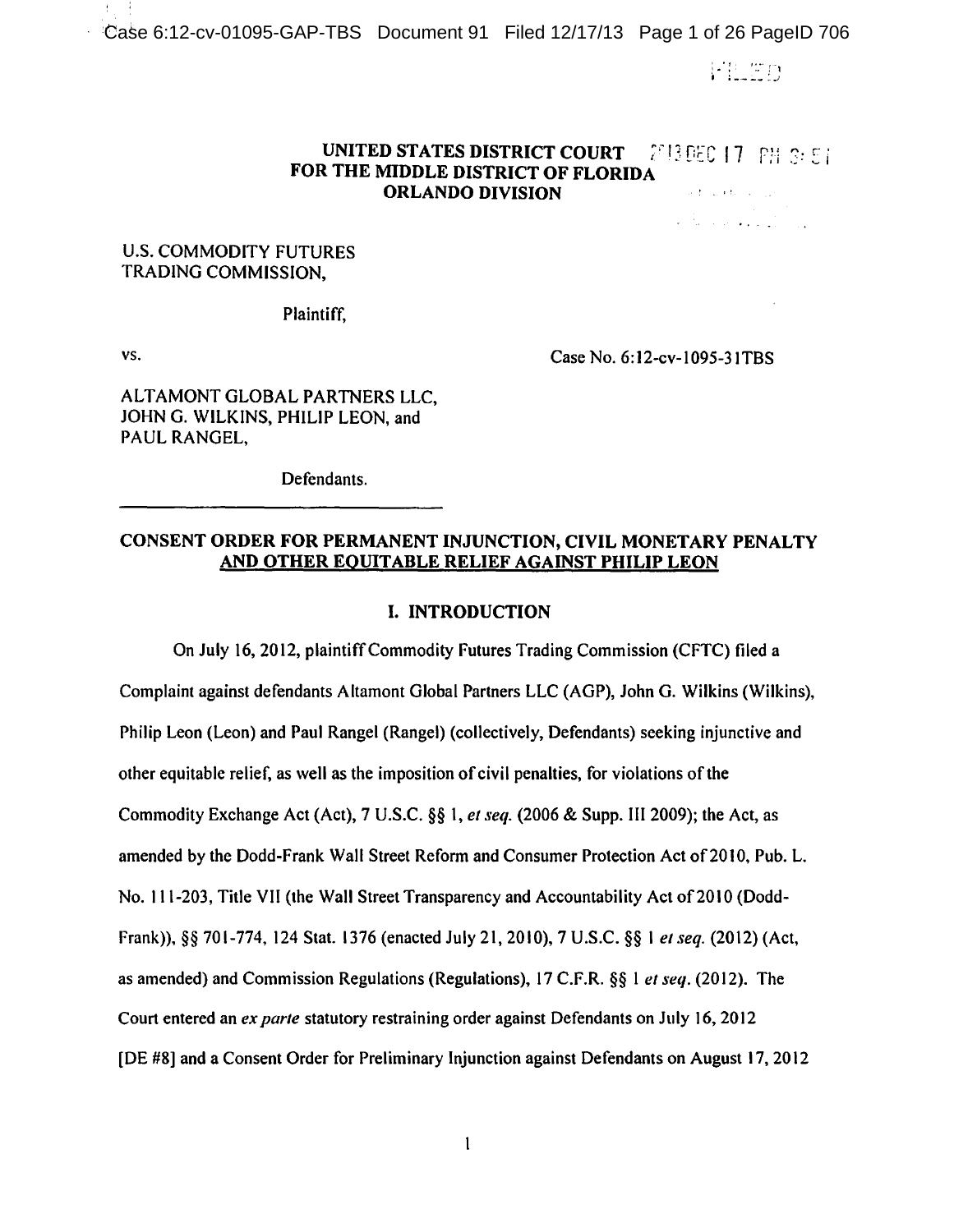UNITED STATES DISTRICT COURT
FOR THE MIDDLE DISTRICT OF FLORIDA
ORLANDO DIVISION

U.S. COMMODITY FUTURES
TRADING COMMISSION,

Plaintiff,

vs.

Case No. 6:12-cv-1095-31TBS

ALTAMONT GLOBAL PARTNERS LLC,
JOHN G. WILKINS, PHILIP LEON, and
PAUL RANGEL,

Defendants.

## CONSENT ORDER FOR PERMANENT INJUNCTION, CIVIL MONETARY PENALTY AND OTHER EQUITABLE RELIEF AGAINST PHILIP LEON

### I. INTRODUCTION

On July 16, 2012, plaintiff Commodity Futures Trading Commission (CFTC) filed a Complaint against defendants Altamont Global Partners LLC (AGP), John G. Wilkins (Wilkins), Philip Leon (Leon) and Paul Rangel (Rangel) (collectively, Defendants) seeking injunctive and other equitable relief, as well as the imposition of civil penalties, for violations of the Commodity Exchange Act (Act), 7 U.S.C. §§ 1, *et seq.* (2006 & Supp. III 2009); the Act, as amended by the Dodd-Frank Wall Street Reform and Consumer Protection Act of 2010, Pub. L. No. 111-203, Title VII (the Wall Street Transparency and Accountability Act of 2010 (Dodd-Frank)), §§ 701-774, 124 Stat. 1376 (enacted July 21, 2010), 7 U.S.C. §§ 1 *et seq.* (2012) (Act, as amended) and Commission Regulations (Regulations), 17 C.F.R. §§ 1 *et seq.* (2012). The Court entered an *ex parte* statutory restraining order against Defendants on July 16, 2012 [DE #8] and a Consent Order for Preliminary Injunction against Defendants on August 17, 2012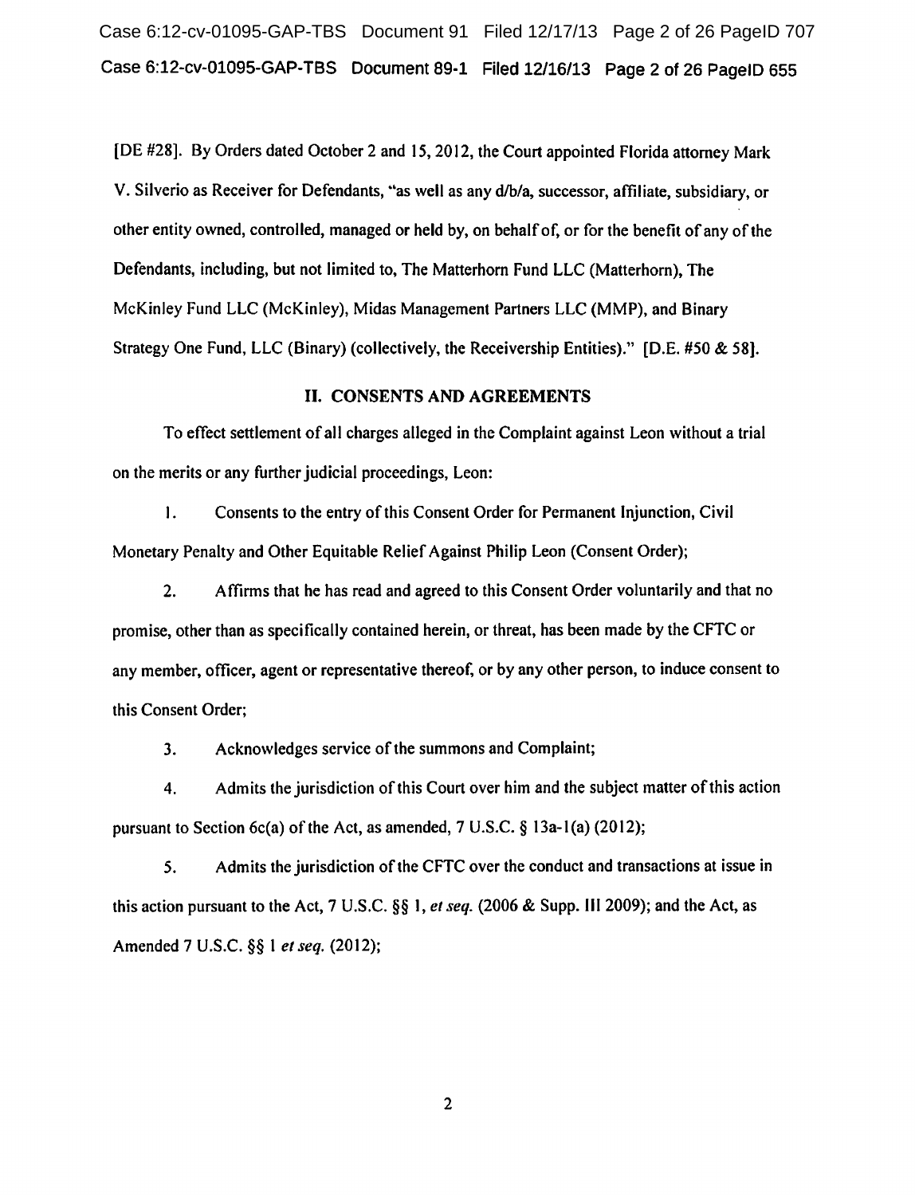[DE #28]. By Orders dated October 2 and 15, 2012, the Court appointed Florida attorney Mark V. Silverio as Receiver for Defendants, "as well as any d/b/a, successor, affiliate, subsidiary, or other entity owned, controlled, managed or held by, on behalf of, or for the benefit of any of the Defendants, including, but not limited to, The Matterhorn Fund LLC (Matterhorn), The McKinley Fund LLC (McKinley), Midas Management Partners LLC (MMP), and Binary Strategy One Fund, LLC (Binary) (collectively, the Receivership Entities)." [D.E. #50 & 58].

## II. CONSENTS AND AGREEMENTS

To effect settlement of all charges alleged in the Complaint against Leon without a trial on the merits or any further judicial proceedings, Leon:

1. Consents to the entry of this Consent Order for Permanent Injunction, Civil Monetary Penalty and Other Equitable Relief Against Philip Leon (Consent Order);

2. Affirms that he has read and agreed to this Consent Order voluntarily and that no promise, other than as specifically contained herein, or threat, has been made by the CFTC or any member, officer, agent or representative thereof, or by any other person, to induce consent to this Consent Order;

3. Acknowledges service of the summons and Complaint;

4. Admits the jurisdiction of this Court over him and the subject matter of this action pursuant to Section 6c(a) of the Act, as amended, 7 U.S.C. § 13a-1(a) (2012);

5. Admits the jurisdiction of the CFTC over the conduct and transactions at issue in this action pursuant to the Act, 7 U.S.C. §§ 1, *et seq.* (2006 & Supp. III 2009); and the Act, as Amended 7 U.S.C. §§ 1 *et seq.* (2012);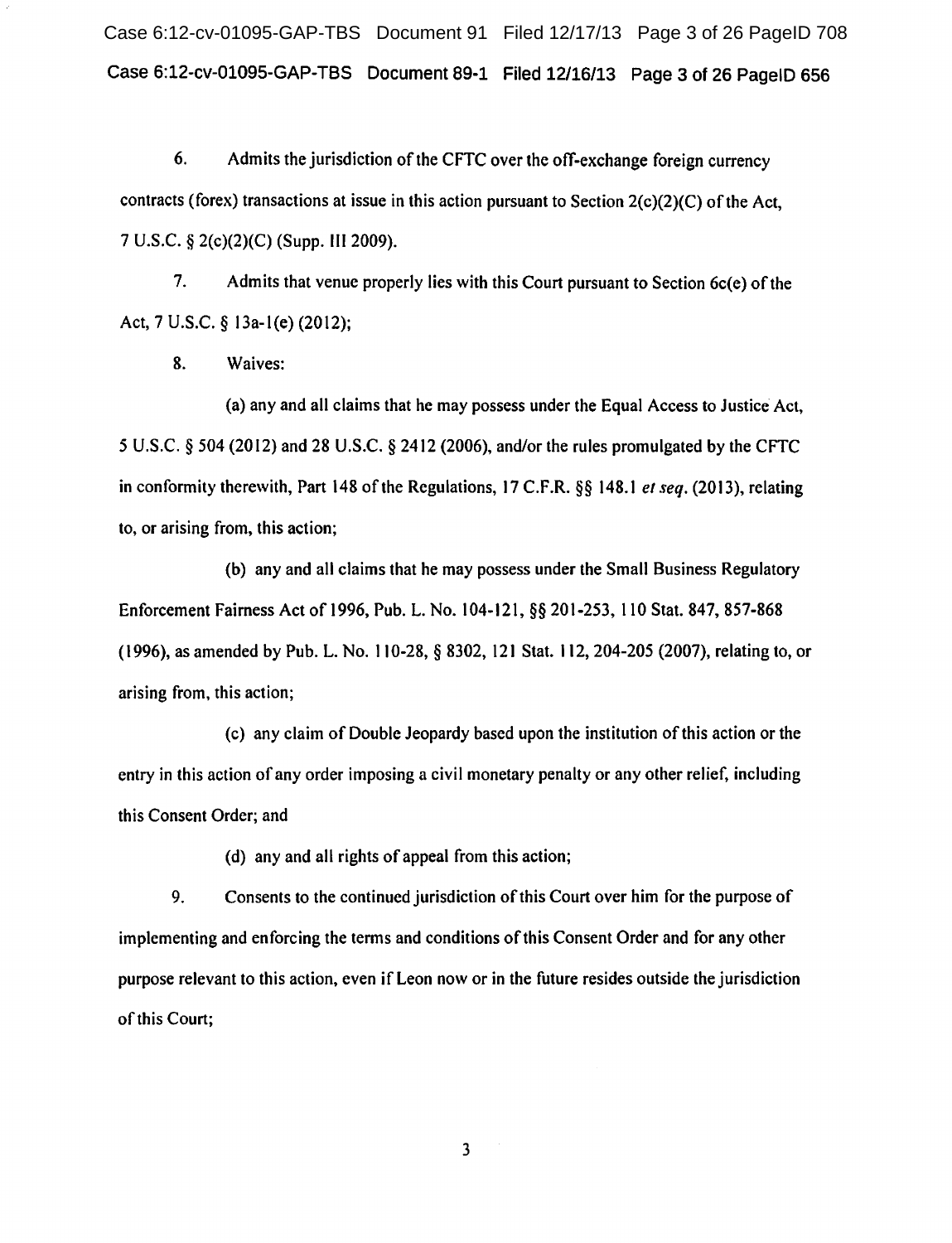6. Admits the jurisdiction of the CFTC over the off-exchange foreign currency contracts (forex) transactions at issue in this action pursuant to Section 2(c)(2)(C) of the Act, 7 U.S.C. § 2(c)(2)(C) (Supp. III 2009).

7. Admits that venue properly lies with this Court pursuant to Section 6c(e) of the Act, 7 U.S.C. § 13a-1(e) (2012);

8. Waives:

(a) any and all claims that he may possess under the Equal Access to Justice Act, 5 U.S.C. § 504 (2012) and 28 U.S.C. § 2412 (2006), and/or the rules promulgated by the CFTC in conformity therewith, Part 148 of the Regulations, 17 C.F.R. §§ 148.1 *et seq.* (2013), relating to, or arising from, this action;

(b) any and all claims that he may possess under the Small Business Regulatory Enforcement Fairness Act of 1996, Pub. L. No. 104-121, §§ 201-253, 110 Stat. 847, 857-868 (1996), as amended by Pub. L. No. 110-28, § 8302, 121 Stat. 112, 204-205 (2007), relating to, or arising from, this action;

(c) any claim of Double Jeopardy based upon the institution of this action or the entry in this action of any order imposing a civil monetary penalty or any other relief, including this Consent Order; and

(d) any and all rights of appeal from this action;

9. Consents to the continued jurisdiction of this Court over him for the purpose of implementing and enforcing the terms and conditions of this Consent Order and for any other purpose relevant to this action, even if Leon now or in the future resides outside the jurisdiction of this Court;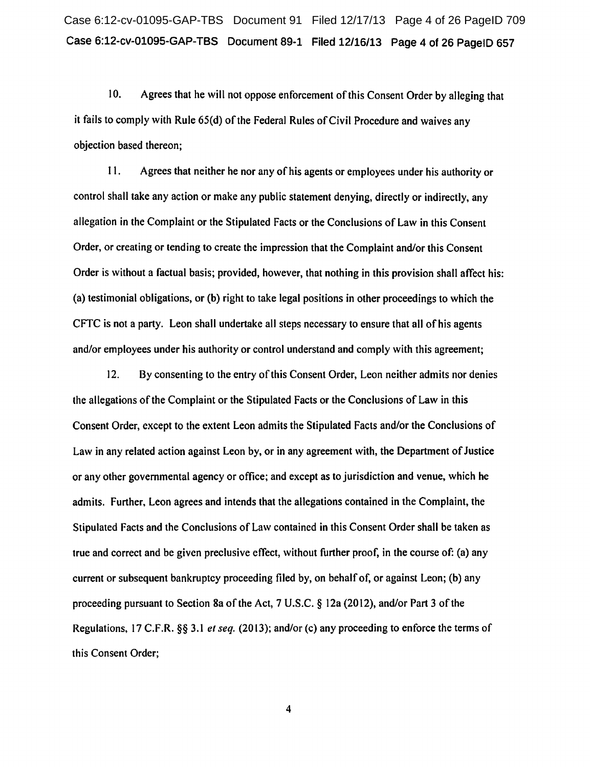10. Agrees that he will not oppose enforcement of this Consent Order by alleging that it fails to comply with Rule 65(d) of the Federal Rules of Civil Procedure and waives any objection based thereon;

11. Agrees that neither he nor any of his agents or employees under his authority or control shall take any action or make any public statement denying, directly or indirectly, any allegation in the Complaint or the Stipulated Facts or the Conclusions of Law in this Consent Order, or creating or tending to create the impression that the Complaint and/or this Consent Order is without a factual basis; provided, however, that nothing in this provision shall affect his: (a) testimonial obligations, or (b) right to take legal positions in other proceedings to which the CFTC is not a party. Leon shall undertake all steps necessary to ensure that all of his agents and/or employees under his authority or control understand and comply with this agreement;

12. By consenting to the entry of this Consent Order, Leon neither admits nor denies the allegations of the Complaint or the Stipulated Facts or the Conclusions of Law in this Consent Order, except to the extent Leon admits the Stipulated Facts and/or the Conclusions of Law in any related action against Leon by, or in any agreement with, the Department of Justice or any other governmental agency or office; and except as to jurisdiction and venue, which he admits. Further, Leon agrees and intends that the allegations contained in the Complaint, the Stipulated Facts and the Conclusions of Law contained in this Consent Order shall be taken as true and correct and be given preclusive effect, without further proof, in the course of: (a) any current or subsequent bankruptcy proceeding filed by, on behalf of, or against Leon; (b) any proceeding pursuant to Section 8a of the Act, 7 U.S.C. § 12a (2012), and/or Part 3 of the Regulations, 17 C.F.R. §§ 3.1 *et seq.* (2013); and/or (c) any proceeding to enforce the terms of this Consent Order;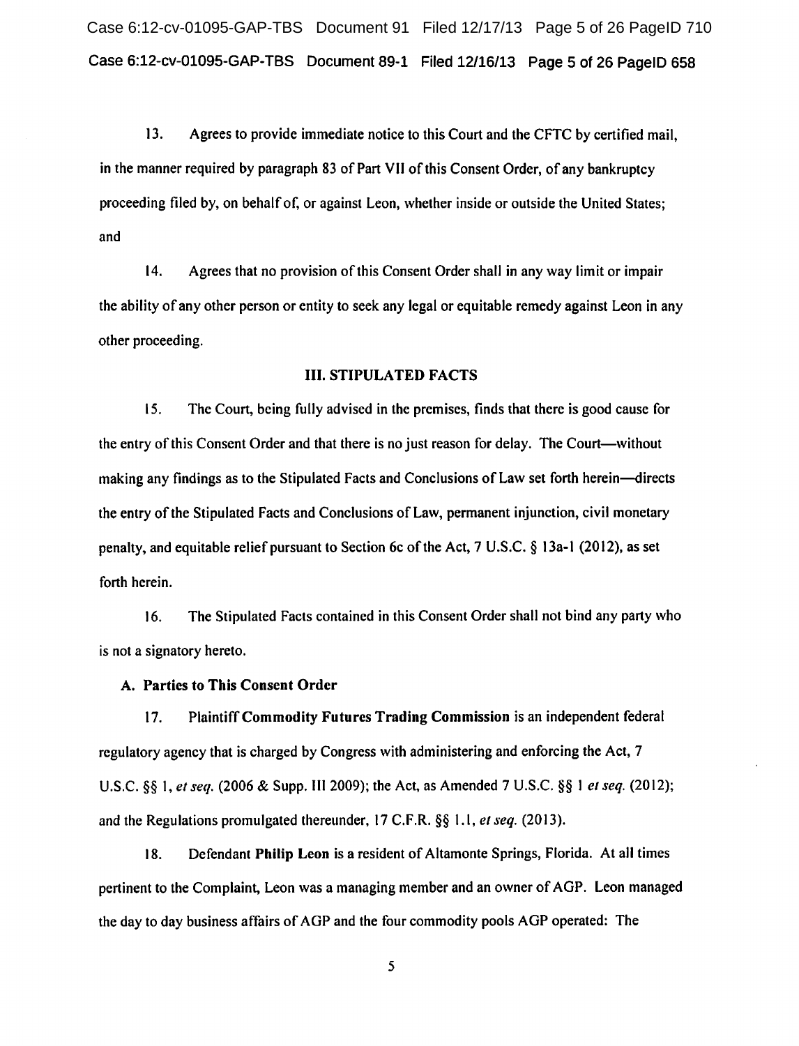13. Agrees to provide immediate notice to this Court and the CFTC by certified mail, in the manner required by paragraph 83 of Part VII of this Consent Order, of any bankruptcy proceeding filed by, on behalf of, or against Leon, whether inside or outside the United States; and

14. Agrees that no provision of this Consent Order shall in any way limit or impair the ability of any other person or entity to seek any legal or equitable remedy against Leon in any other proceeding.

## III. STIPULATED FACTS

15. The Court, being fully advised in the premises, finds that there is good cause for the entry of this Consent Order and that there is no just reason for delay. The Court—without making any findings as to the Stipulated Facts and Conclusions of Law set forth herein—directs the entry of the Stipulated Facts and Conclusions of Law, permanent injunction, civil monetary penalty, and equitable relief pursuant to Section 6c of the Act, 7 U.S.C. § 13a-1 (2012), as set forth herein.

16. The Stipulated Facts contained in this Consent Order shall not bind any party who is not a signatory hereto.

### A. Parties to This Consent Order

17. Plaintiff **Commodity Futures Trading Commission** is an independent federal regulatory agency that is charged by Congress with administering and enforcing the Act, 7 U.S.C. §§ 1, *et seq.* (2006 & Supp. III 2009); the Act, as Amended 7 U.S.C. §§ 1 *et seq.* (2012); and the Regulations promulgated thereunder, 17 C.F.R. §§ 1.1, *et seq.* (2013).

18. Defendant **Philip Leon** is a resident of Altamonte Springs, Florida. At all times pertinent to the Complaint, Leon was a managing member and an owner of AGP. Leon managed the day to day business affairs of AGP and the four commodity pools AGP operated: The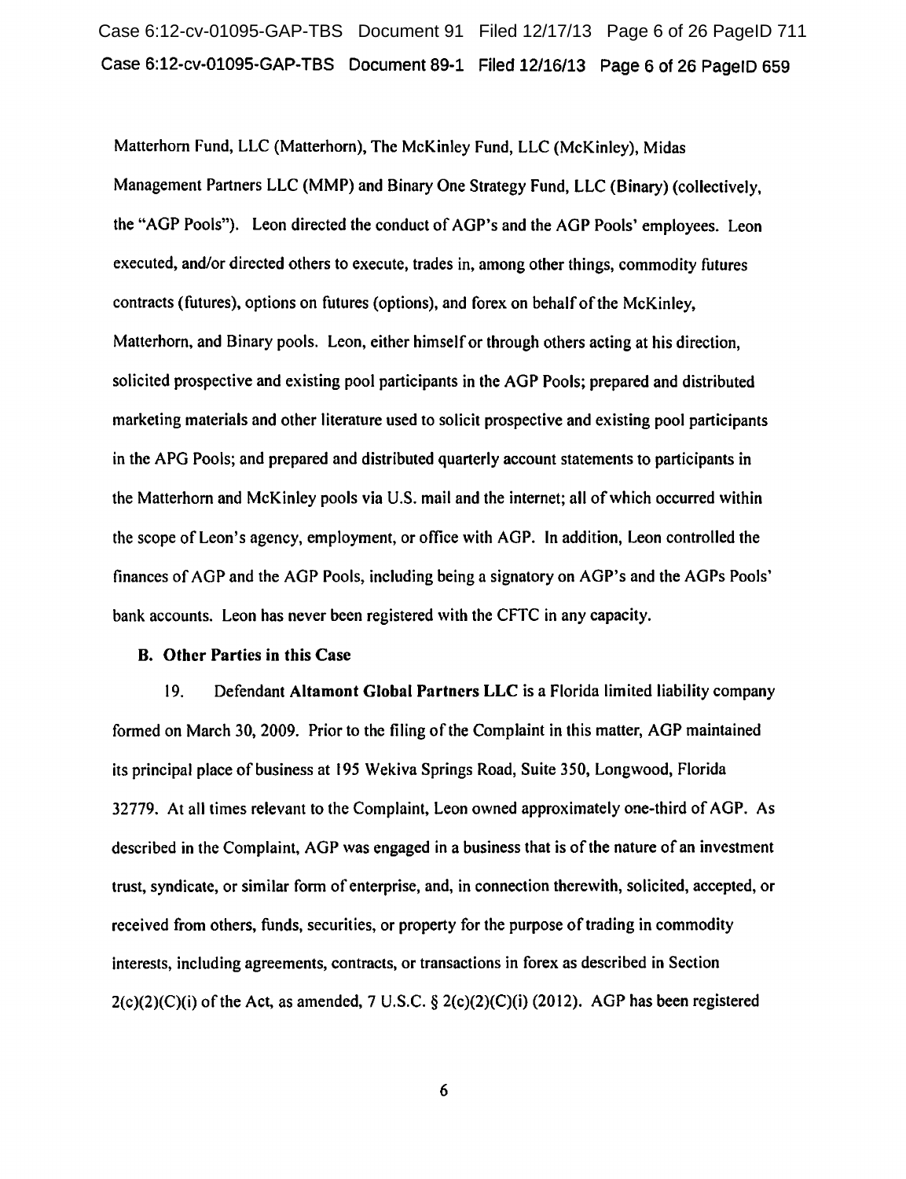Matterhorn Fund, LLC (Matterhorn), The McKinley Fund, LLC (McKinley), Midas Management Partners LLC (MMP) and Binary One Strategy Fund, LLC (Binary) (collectively, the "AGP Pools"). Leon directed the conduct of AGP's and the AGP Pools' employees. Leon executed, and/or directed others to execute, trades in, among other things, commodity futures contracts (futures), options on futures (options), and forex on behalf of the McKinley, Matterhorn, and Binary pools. Leon, either himself or through others acting at his direction, solicited prospective and existing pool participants in the AGP Pools; prepared and distributed marketing materials and other literature used to solicit prospective and existing pool participants in the APG Pools; and prepared and distributed quarterly account statements to participants in the Matterhorn and McKinley pools via U.S. mail and the internet; all of which occurred within the scope of Leon's agency, employment, or office with AGP. In addition, Leon controlled the finances of AGP and the AGP Pools, including being a signatory on AGP's and the AGPs Pools' bank accounts. Leon has never been registered with the CFTC in any capacity.

**B. Other Parties in this Case**

19. Defendant **Altamont Global Partners LLC** is a Florida limited liability company formed on March 30, 2009. Prior to the filing of the Complaint in this matter, AGP maintained its principal place of business at 195 Wekiva Springs Road, Suite 350, Longwood, Florida 32779. At all times relevant to the Complaint, Leon owned approximately one-third of AGP. As described in the Complaint, AGP was engaged in a business that is of the nature of an investment trust, syndicate, or similar form of enterprise, and, in connection therewith, solicited, accepted, or received from others, funds, securities, or property for the purpose of trading in commodity interests, including agreements, contracts, or transactions in forex as described in Section 2(c)(2)(C)(i) of the Act, as amended, 7 U.S.C. § 2(c)(2)(C)(i) (2012). AGP has been registered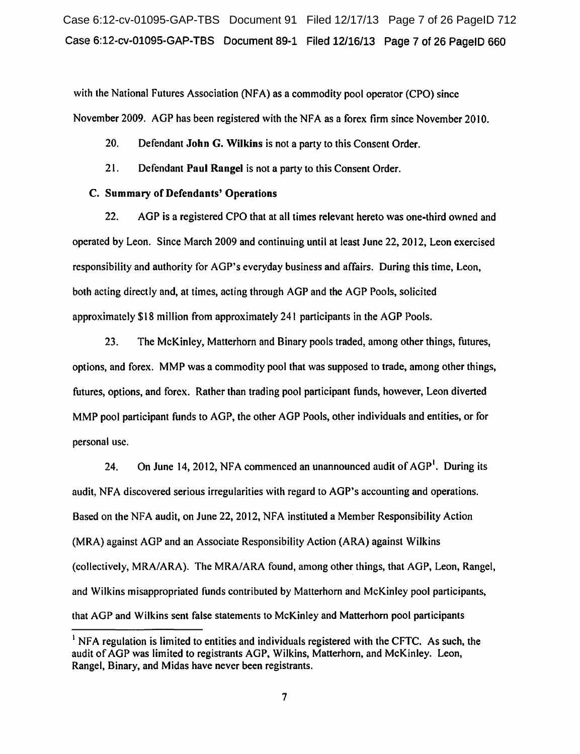with the National Futures Association (NFA) as a commodity pool operator (CPO) since November 2009. AGP has been registered with the NFA as a forex firm since November 2010.

20. Defendant **John G. Wilkins** is not a party to this Consent Order.

21. Defendant **Paul Rangel** is not a party to this Consent Order.

**C. Summary of Defendants' Operations**

22. AGP is a registered CPO that at all times relevant hereto was one-third owned and operated by Leon. Since March 2009 and continuing until at least June 22, 2012, Leon exercised responsibility and authority for AGP's everyday business and affairs. During this time, Leon, both acting directly and, at times, acting through AGP and the AGP Pools, solicited approximately $18 million from approximately 241 participants in the AGP Pools.

23. The McKinley, Matterhorn and Binary pools traded, among other things, futures, options, and forex. MMP was a commodity pool that was supposed to trade, among other things, futures, options, and forex. Rather than trading pool participant funds, however, Leon diverted MMP pool participant funds to AGP, the other AGP Pools, other individuals and entities, or for personal use.

24. On June 14, 2012, NFA commenced an unannounced audit of AGP[1]. During its audit, NFA discovered serious irregularities with regard to AGP's accounting and operations. Based on the NFA audit, on June 22, 2012, NFA instituted a Member Responsibility Action (MRA) against AGP and an Associate Responsibility Action (ARA) against Wilkins (collectively, MRA/ARA). The MRA/ARA found, among other things, that AGP, Leon, Rangel, and Wilkins misappropriated funds contributed by Matterhorn and McKinley pool participants, that AGP and Wilkins sent false statements to McKinley and Matterhorn pool participants

[1] NFA regulation is limited to entities and individuals registered with the CFTC. As such, the audit of AGP was limited to registrants AGP, Wilkins, Matterhorn, and McKinley. Leon, Rangel, Binary, and Midas have never been registrants.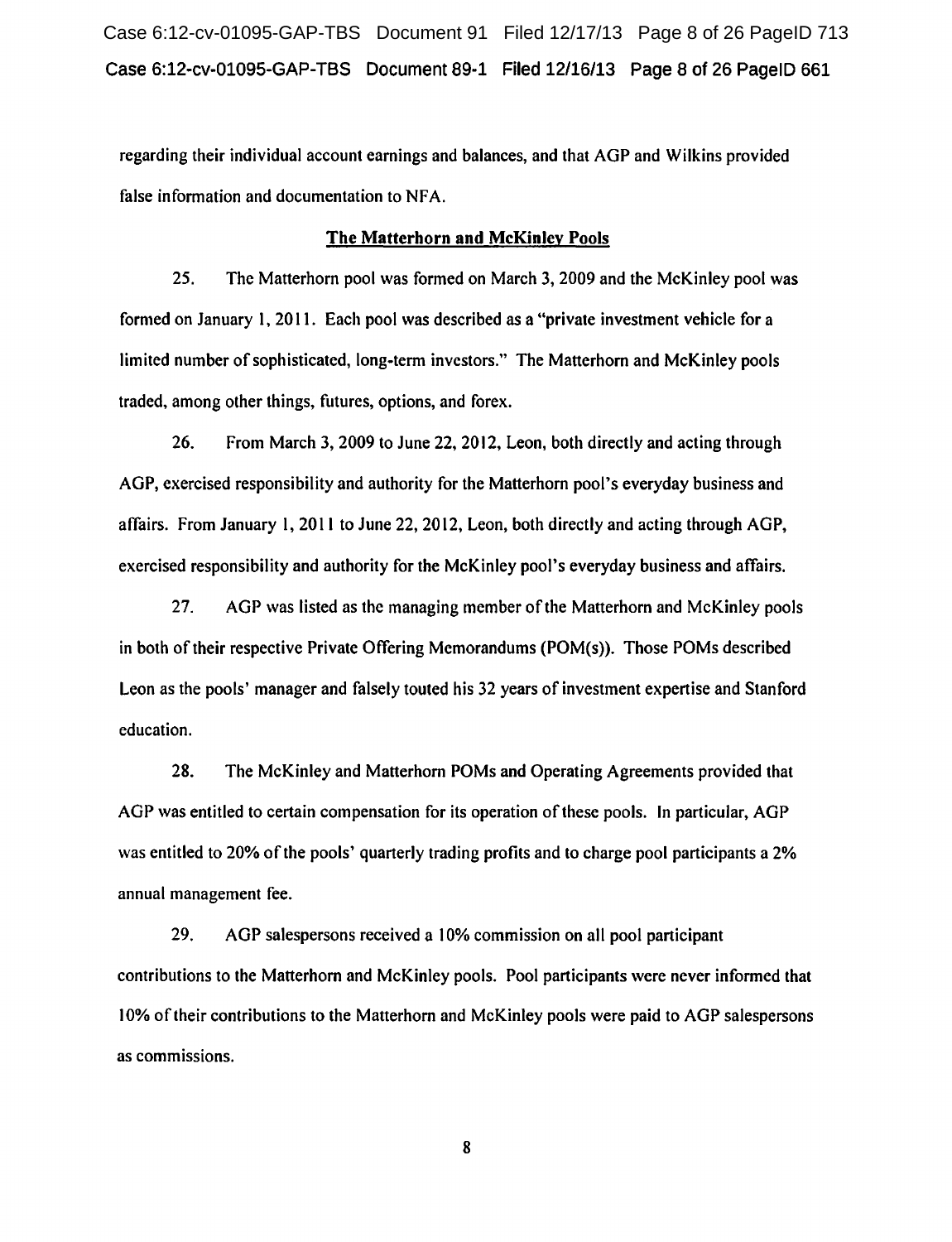regarding their individual account earnings and balances, and that AGP and Wilkins provided false information and documentation to NFA.

## The Matterhorn and McKinley Pools

25. The Matterhorn pool was formed on March 3, 2009 and the McKinley pool was formed on January 1, 2011. Each pool was described as a "private investment vehicle for a limited number of sophisticated, long-term investors." The Matterhorn and McKinley pools traded, among other things, futures, options, and forex.

26. From March 3, 2009 to June 22, 2012, Leon, both directly and acting through AGP, exercised responsibility and authority for the Matterhorn pool's everyday business and affairs. From January 1, 2011 to June 22, 2012, Leon, both directly and acting through AGP, exercised responsibility and authority for the McKinley pool's everyday business and affairs.

27. AGP was listed as the managing member of the Matterhorn and McKinley pools in both of their respective Private Offering Memorandums (POM(s)). Those POMs described Leon as the pools' manager and falsely touted his 32 years of investment expertise and Stanford education.

28. The McKinley and Matterhorn POMs and Operating Agreements provided that AGP was entitled to certain compensation for its operation of these pools. In particular, AGP was entitled to 20% of the pools' quarterly trading profits and to charge pool participants a 2% annual management fee.

29. AGP salespersons received a 10% commission on all pool participant contributions to the Matterhorn and McKinley pools. Pool participants were never informed that 10% of their contributions to the Matterhorn and McKinley pools were paid to AGP salespersons as commissions.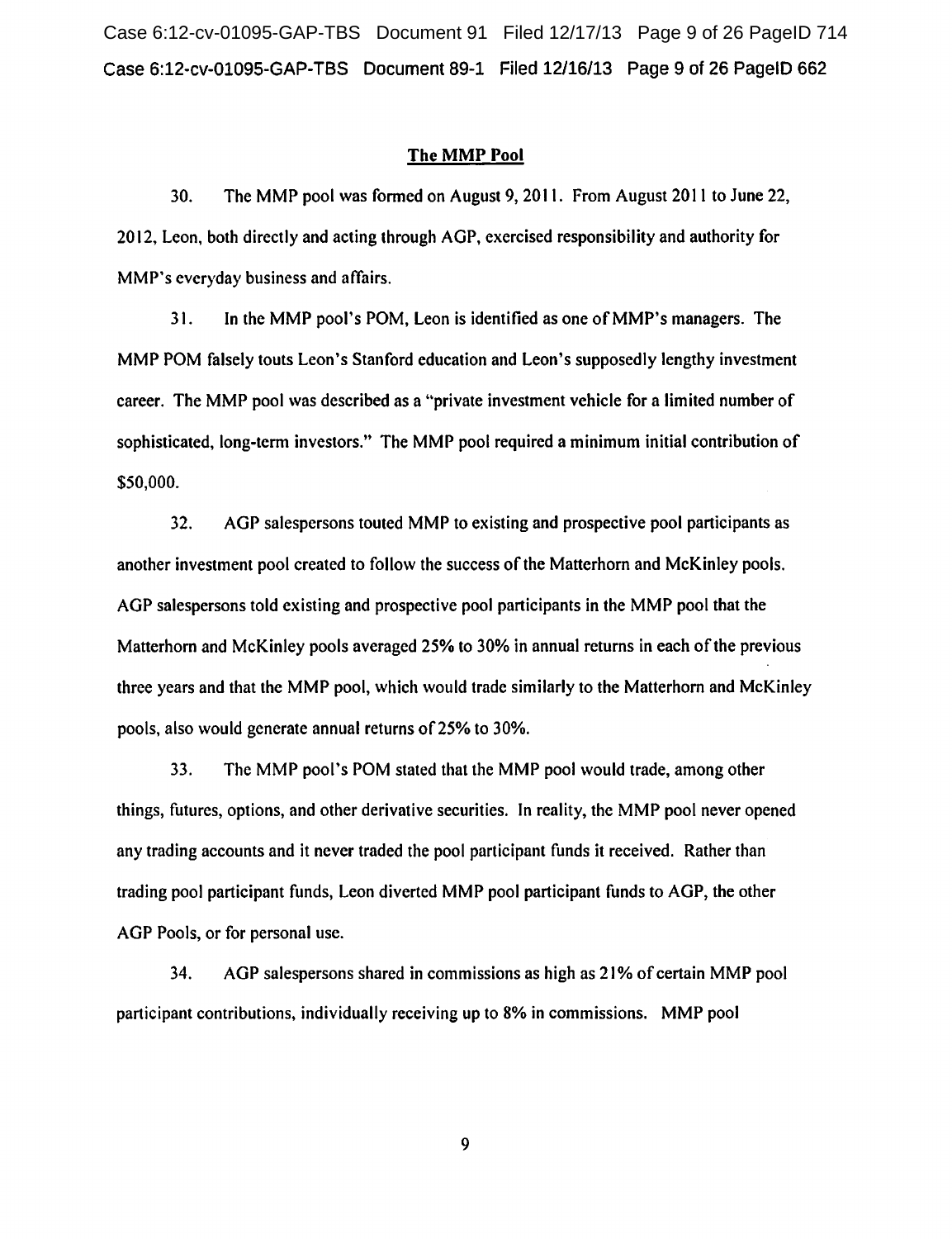## The MMP Pool

30. The MMP pool was formed on August 9, 2011. From August 2011 to June 22, 2012, Leon, both directly and acting through AGP, exercised responsibility and authority for MMP's everyday business and affairs.

31. In the MMP pool's POM, Leon is identified as one of MMP's managers. The MMP POM falsely touts Leon's Stanford education and Leon's supposedly lengthy investment career. The MMP pool was described as a "private investment vehicle for a limited number of sophisticated, long-term investors." The MMP pool required a minimum initial contribution of $50,000.

32. AGP salespersons touted MMP to existing and prospective pool participants as another investment pool created to follow the success of the Matterhorn and McKinley pools. AGP salespersons told existing and prospective pool participants in the MMP pool that the Matterhorn and McKinley pools averaged 25% to 30% in annual returns in each of the previous three years and that the MMP pool, which would trade similarly to the Matterhorn and McKinley pools, also would generate annual returns of 25% to 30%.

33. The MMP pool's POM stated that the MMP pool would trade, among other things, futures, options, and other derivative securities. In reality, the MMP pool never opened any trading accounts and it never traded the pool participant funds it received. Rather than trading pool participant funds, Leon diverted MMP pool participant funds to AGP, the other AGP Pools, or for personal use.

34. AGP salespersons shared in commissions as high as 21% of certain MMP pool participant contributions, individually receiving up to 8% in commissions. MMP pool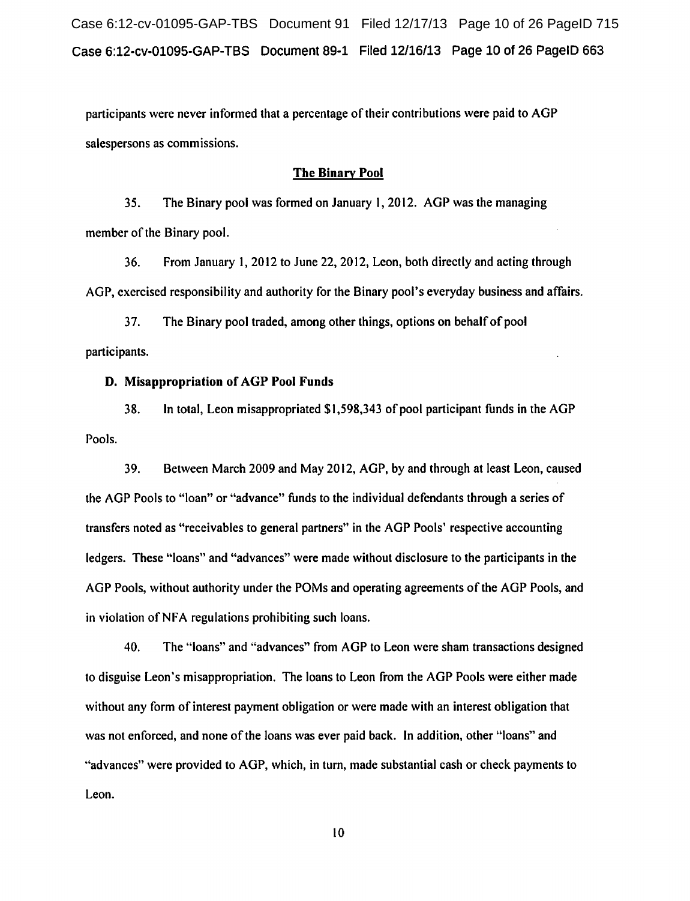participants were never informed that a percentage of their contributions were paid to AGP salespersons as commissions.

### The Binary Pool

35. The Binary pool was formed on January 1, 2012. AGP was the managing member of the Binary pool.

36. From January 1, 2012 to June 22, 2012, Leon, both directly and acting through AGP, exercised responsibility and authority for the Binary pool's everyday business and affairs.

37. The Binary pool traded, among other things, options on behalf of pool participants.

## D. Misappropriation of AGP Pool Funds

38. In total, Leon misappropriated $1,598,343 of pool participant funds in the AGP Pools.

39. Between March 2009 and May 2012, AGP, by and through at least Leon, caused the AGP Pools to "loan" or "advance" funds to the individual defendants through a series of transfers noted as "receivables to general partners" in the AGP Pools' respective accounting ledgers. These "loans" and "advances" were made without disclosure to the participants in the AGP Pools, without authority under the POMs and operating agreements of the AGP Pools, and in violation of NFA regulations prohibiting such loans.

40. The "loans" and "advances" from AGP to Leon were sham transactions designed to disguise Leon's misappropriation. The loans to Leon from the AGP Pools were either made without any form of interest payment obligation or were made with an interest obligation that was not enforced, and none of the loans was ever paid back. In addition, other "loans" and "advances" were provided to AGP, which, in turn, made substantial cash or check payments to Leon.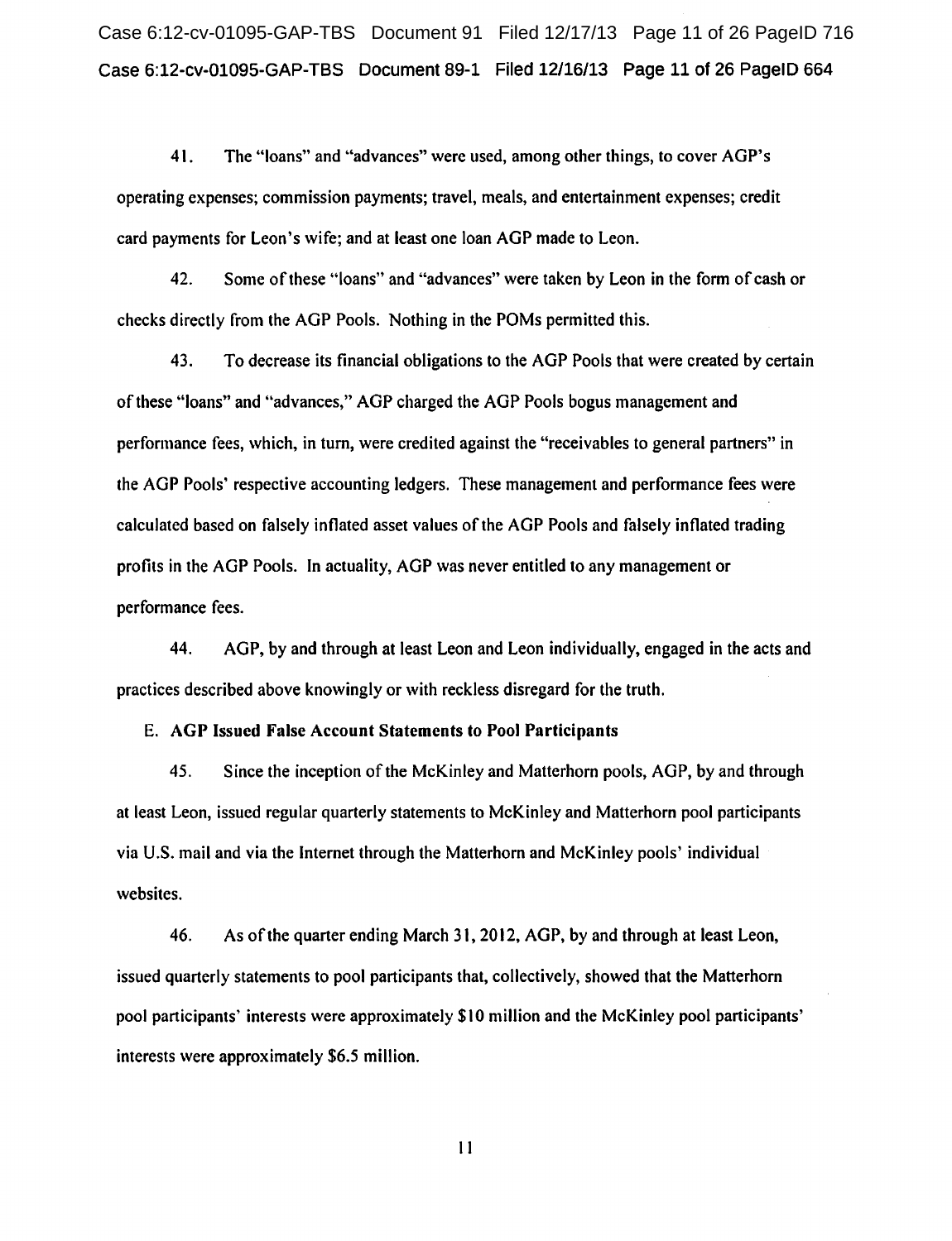41. The "loans" and "advances" were used, among other things, to cover AGP's operating expenses; commission payments; travel, meals, and entertainment expenses; credit card payments for Leon's wife; and at least one loan AGP made to Leon.

42. Some of these "loans" and "advances" were taken by Leon in the form of cash or checks directly from the AGP Pools. Nothing in the POMs permitted this.

43. To decrease its financial obligations to the AGP Pools that were created by certain of these "loans" and "advances," AGP charged the AGP Pools bogus management and performance fees, which, in turn, were credited against the "receivables to general partners" in the AGP Pools' respective accounting ledgers. These management and performance fees were calculated based on falsely inflated asset values of the AGP Pools and falsely inflated trading profits in the AGP Pools. In actuality, AGP was never entitled to any management or performance fees.

44. AGP, by and through at least Leon and Leon individually, engaged in the acts and practices described above knowingly or with reckless disregard for the truth.

E. **AGP Issued False Account Statements to Pool Participants**

45. Since the inception of the McKinley and Matterhorn pools, AGP, by and through at least Leon, issued regular quarterly statements to McKinley and Matterhorn pool participants via U.S. mail and via the Internet through the Matterhorn and McKinley pools' individual websites.

46. As of the quarter ending March 31, 2012, AGP, by and through at least Leon, issued quarterly statements to pool participants that, collectively, showed that the Matterhorn pool participants' interests were approximately $10 million and the McKinley pool participants' interests were approximately $6.5 million.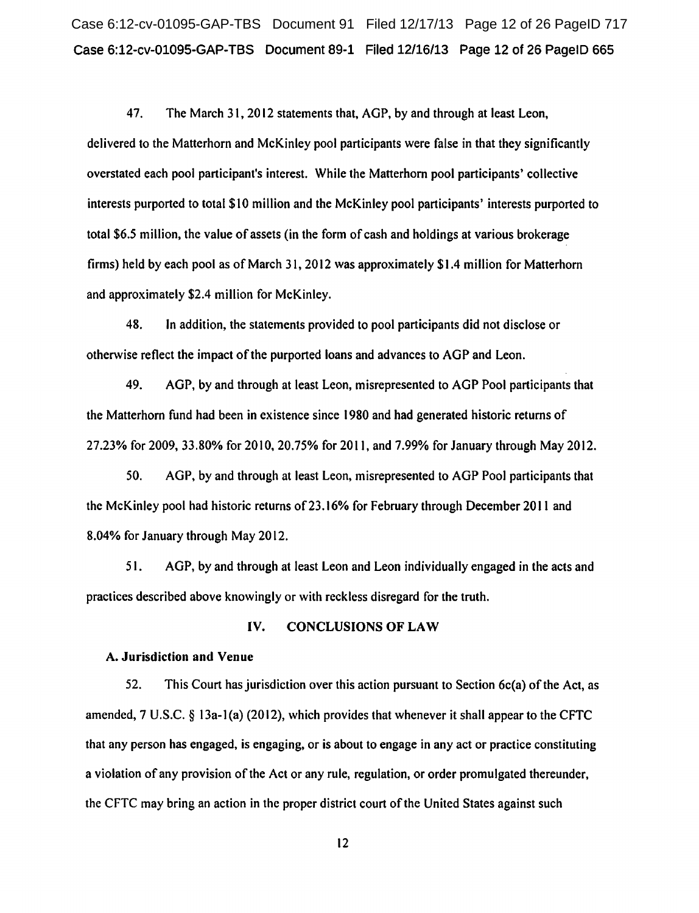47. The March 31, 2012 statements that, AGP, by and through at least Leon, delivered to the Matterhorn and McKinley pool participants were false in that they significantly overstated each pool participant's interest. While the Matterhorn pool participants' collective interests purported to total $10 million and the McKinley pool participants' interests purported to total $6.5 million, the value of assets (in the form of cash and holdings at various brokerage firms) held by each pool as of March 31, 2012 was approximately $1.4 million for Matterhorn and approximately $2.4 million for McKinley.

48. In addition, the statements provided to pool participants did not disclose or otherwise reflect the impact of the purported loans and advances to AGP and Leon.

49. AGP, by and through at least Leon, misrepresented to AGP Pool participants that the Matterhorn fund had been in existence since 1980 and had generated historic returns of 27.23% for 2009, 33.80% for 2010, 20.75% for 2011, and 7.99% for January through May 2012.

50. AGP, by and through at least Leon, misrepresented to AGP Pool participants that the McKinley pool had historic returns of 23.16% for February through December 2011 and 8.04% for January through May 2012.

51. AGP, by and through at least Leon and Leon individually engaged in the acts and practices described above knowingly or with reckless disregard for the truth.

## IV. CONCLUSIONS OF LAW

### A. Jurisdiction and Venue

52. This Court has jurisdiction over this action pursuant to Section 6c(a) of the Act, as amended, 7 U.S.C. § 13a-1(a) (2012), which provides that whenever it shall appear to the CFTC that any person has engaged, is engaging, or is about to engage in any act or practice constituting a violation of any provision of the Act or any rule, regulation, or order promulgated thereunder, the CFTC may bring an action in the proper district court of the United States against such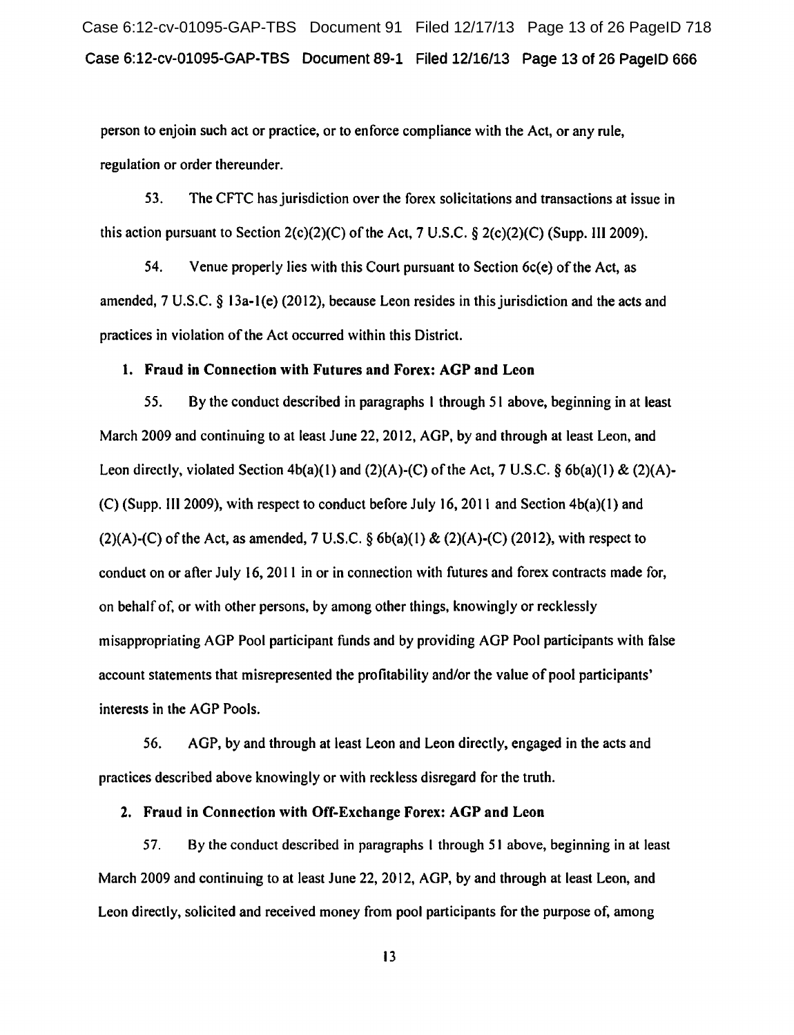person to enjoin such act or practice, or to enforce compliance with the Act, or any rule, regulation or order thereunder.

53. The CFTC has jurisdiction over the forex solicitations and transactions at issue in this action pursuant to Section 2(c)(2)(C) of the Act, 7 U.S.C. § 2(c)(2)(C) (Supp. III 2009).

54. Venue properly lies with this Court pursuant to Section 6c(e) of the Act, as amended, 7 U.S.C. § 13a-1(e) (2012), because Leon resides in this jurisdiction and the acts and practices in violation of the Act occurred within this District.

### 1. Fraud in Connection with Futures and Forex: AGP and Leon

55. By the conduct described in paragraphs 1 through 51 above, beginning in at least March 2009 and continuing to at least June 22, 2012, AGP, by and through at least Leon, and Leon directly, violated Section 4b(a)(1) and (2)(A)-(C) of the Act, 7 U.S.C. § 6b(a)(1) & (2)(A)-(C) (Supp. III 2009), with respect to conduct before July 16, 2011 and Section 4b(a)(1) and (2)(A)-(C) of the Act, as amended, 7 U.S.C. § 6b(a)(1) & (2)(A)-(C) (2012), with respect to conduct on or after July 16, 2011 in or in connection with futures and forex contracts made for, on behalf of, or with other persons, by among other things, knowingly or recklessly misappropriating AGP Pool participant funds and by providing AGP Pool participants with false account statements that misrepresented the profitability and/or the value of pool participants' interests in the AGP Pools.

56. AGP, by and through at least Leon and Leon directly, engaged in the acts and practices described above knowingly or with reckless disregard for the truth.

### 2. Fraud in Connection with Off-Exchange Forex: AGP and Leon

57. By the conduct described in paragraphs 1 through 51 above, beginning in at least March 2009 and continuing to at least June 22, 2012, AGP, by and through at least Leon, and Leon directly, solicited and received money from pool participants for the purpose of, among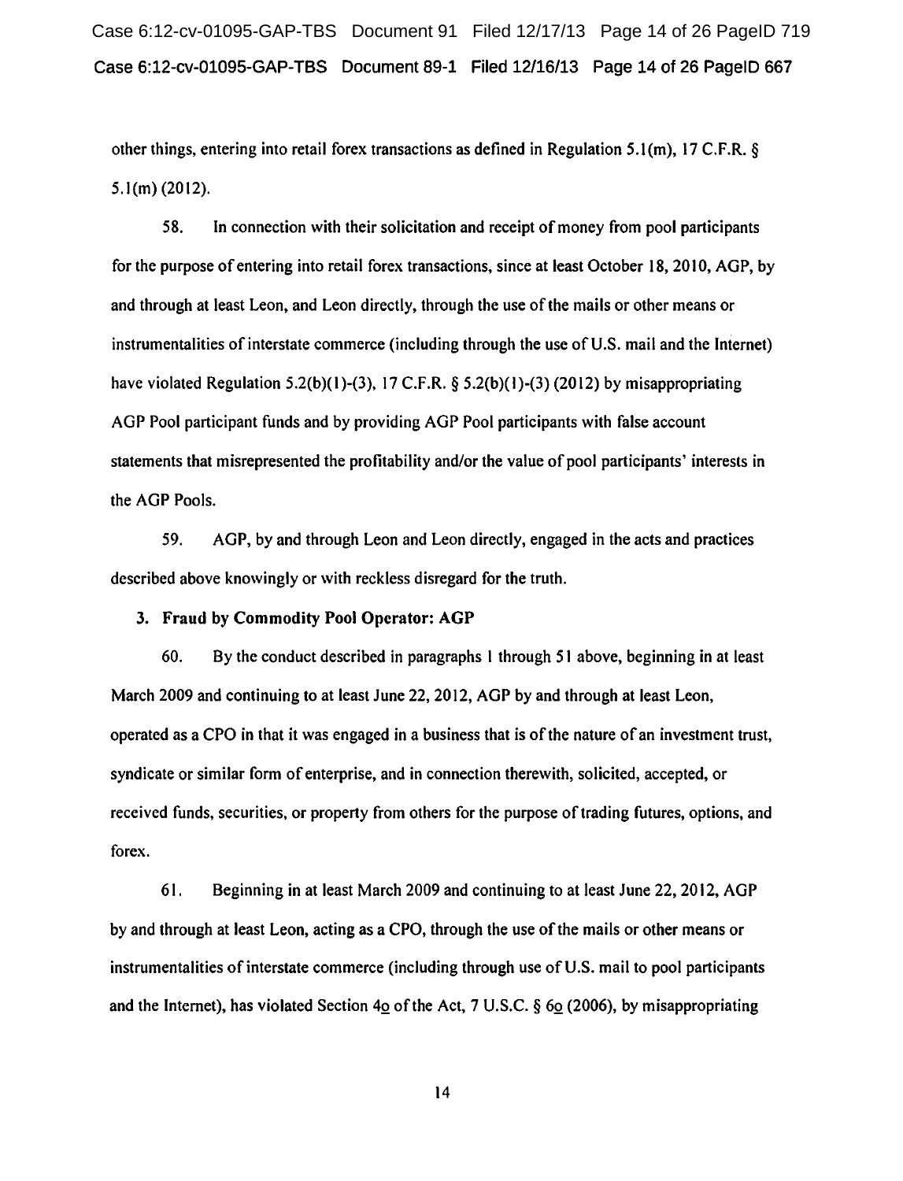other things, entering into retail forex transactions as defined in Regulation 5.1(m), 17 C.F.R. § 5.1(m) (2012).

58. In connection with their solicitation and receipt of money from pool participants for the purpose of entering into retail forex transactions, since at least October 18, 2010, AGP, by and through at least Leon, and Leon directly, through the use of the mails or other means or instrumentalities of interstate commerce (including through the use of U.S. mail and the Internet) have violated Regulation 5.2(b)(1)-(3), 17 C.F.R. § 5.2(b)(1)-(3) (2012) by misappropriating AGP Pool participant funds and by providing AGP Pool participants with false account statements that misrepresented the profitability and/or the value of pool participants' interests in the AGP Pools.

59. AGP, by and through Leon and Leon directly, engaged in the acts and practices described above knowingly or with reckless disregard for the truth.

**3. Fraud by Commodity Pool Operator: AGP**

60. By the conduct described in paragraphs 1 through 51 above, beginning in at least March 2009 and continuing to at least June 22, 2012, AGP by and through at least Leon, operated as a CPO in that it was engaged in a business that is of the nature of an investment trust, syndicate or similar form of enterprise, and in connection therewith, solicited, accepted, or received funds, securities, or property from others for the purpose of trading futures, options, and forex.

61. Beginning in at least March 2009 and continuing to at least June 22, 2012, AGP by and through at least Leon, acting as a CPO, through the use of the mails or other means or instrumentalities of interstate commerce (including through use of U.S. mail to pool participants and the Internet), has violated Section 4o of the Act, 7 U.S.C. § 6o (2006), by misappropriating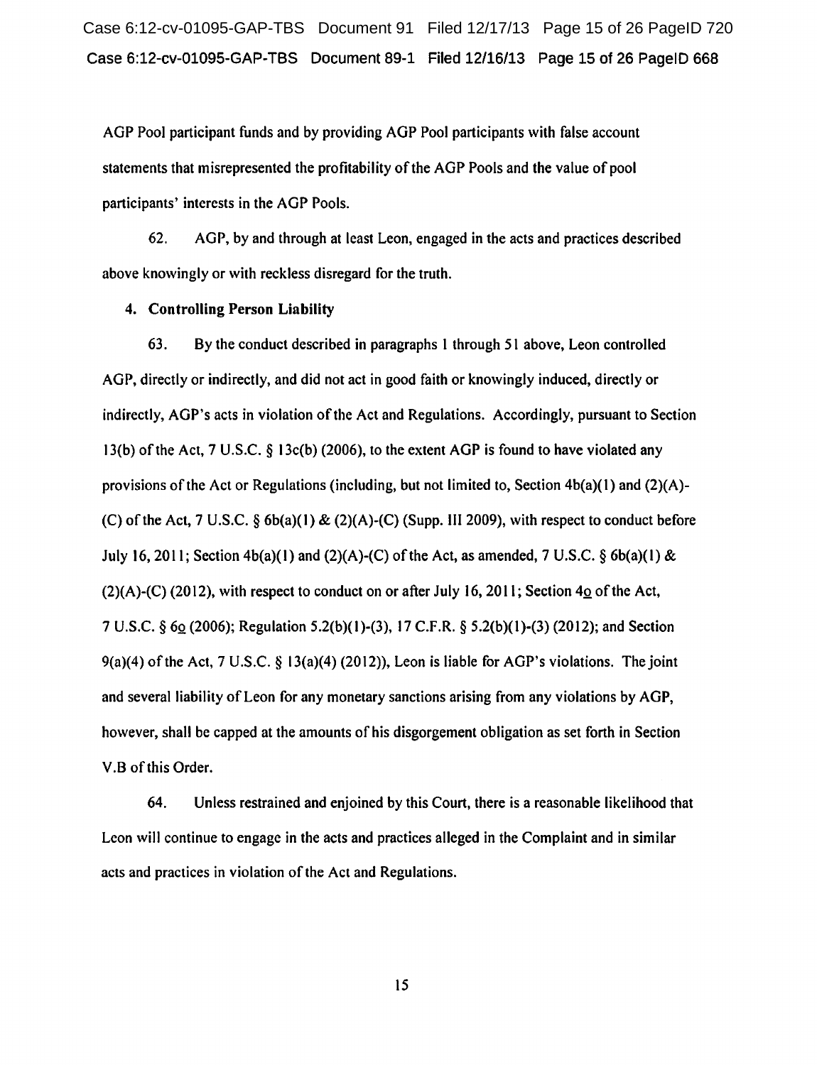AGP Pool participant funds and by providing AGP Pool participants with false account statements that misrepresented the profitability of the AGP Pools and the value of pool participants' interests in the AGP Pools.

62. AGP, by and through at least Leon, engaged in the acts and practices described above knowingly or with reckless disregard for the truth.

**4. Controlling Person Liability**

63. By the conduct described in paragraphs 1 through 51 above, Leon controlled AGP, directly or indirectly, and did not act in good faith or knowingly induced, directly or indirectly, AGP's acts in violation of the Act and Regulations. Accordingly, pursuant to Section 13(b) of the Act, 7 U.S.C. § 13c(b) (2006), to the extent AGP is found to have violated any provisions of the Act or Regulations (including, but not limited to, Section 4b(a)(1) and (2)(A)-(C) of the Act, 7 U.S.C. § 6b(a)(1) & (2)(A)-(C) (Supp. III 2009), with respect to conduct before July 16, 2011; Section 4b(a)(1) and (2)(A)-(C) of the Act, as amended, 7 U.S.C. § 6b(a)(1) & (2)(A)-(C) (2012), with respect to conduct on or after July 16, 2011; Section 4o of the Act, 7 U.S.C. § 6o (2006); Regulation 5.2(b)(1)-(3), 17 C.F.R. § 5.2(b)(1)-(3) (2012); and Section 9(a)(4) of the Act, 7 U.S.C. § 13(a)(4) (2012)), Leon is liable for AGP's violations. The joint and several liability of Leon for any monetary sanctions arising from any violations by AGP, however, shall be capped at the amounts of his disgorgement obligation as set forth in Section V.B of this Order.

64. Unless restrained and enjoined by this Court, there is a reasonable likelihood that Leon will continue to engage in the acts and practices alleged in the Complaint and in similar acts and practices in violation of the Act and Regulations.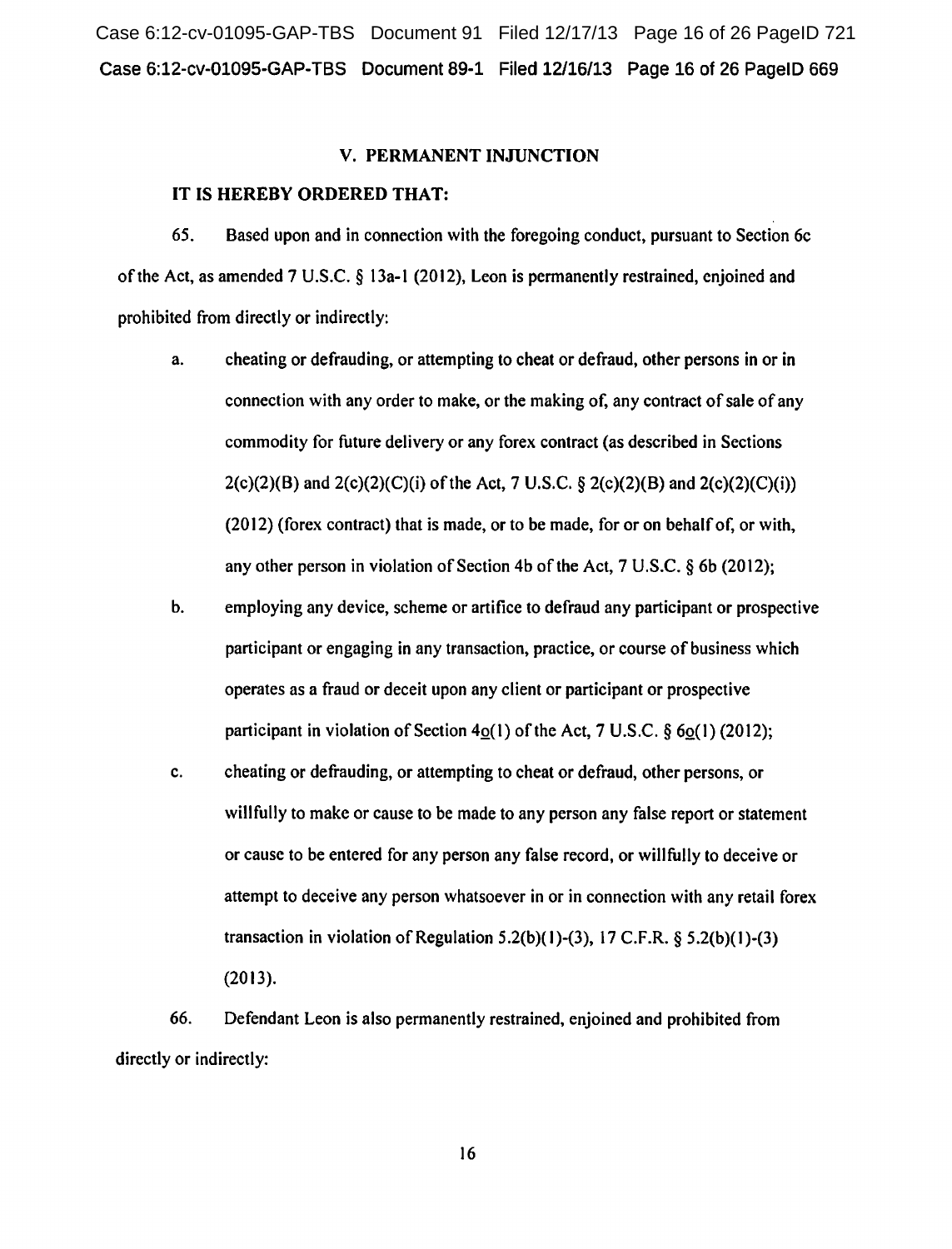## V. PERMANENT INJUNCTION

**IT IS HEREBY ORDERED THAT:**

65. Based upon and in connection with the foregoing conduct, pursuant to Section 6c of the Act, as amended 7 U.S.C. § 13a-1 (2012), Leon is permanently restrained, enjoined and prohibited from directly or indirectly:

a. cheating or defrauding, or attempting to cheat or defraud, other persons in or in connection with any order to make, or the making of, any contract of sale of any commodity for future delivery or any forex contract (as described in Sections 2(c)(2)(B) and 2(c)(2)(C)(i) of the Act, 7 U.S.C. § 2(c)(2)(B) and 2(c)(2)(C)(i)) (2012) (forex contract) that is made, or to be made, for or on behalf of, or with, any other person in violation of Section 4b of the Act, 7 U.S.C. § 6b (2012);

b. employing any device, scheme or artifice to defraud any participant or prospective participant or engaging in any transaction, practice, or course of business which operates as a fraud or deceit upon any client or participant or prospective participant in violation of Section 4o(1) of the Act, 7 U.S.C. § 6o(1) (2012);

c. cheating or defrauding, or attempting to cheat or defraud, other persons, or willfully to make or cause to be made to any person any false report or statement or cause to be entered for any person any false record, or willfully to deceive or attempt to deceive any person whatsoever in or in connection with any retail forex transaction in violation of Regulation 5.2(b)(1)-(3), 17 C.F.R. § 5.2(b)(1)-(3) (2013).

66. Defendant Leon is also permanently restrained, enjoined and prohibited from directly or indirectly: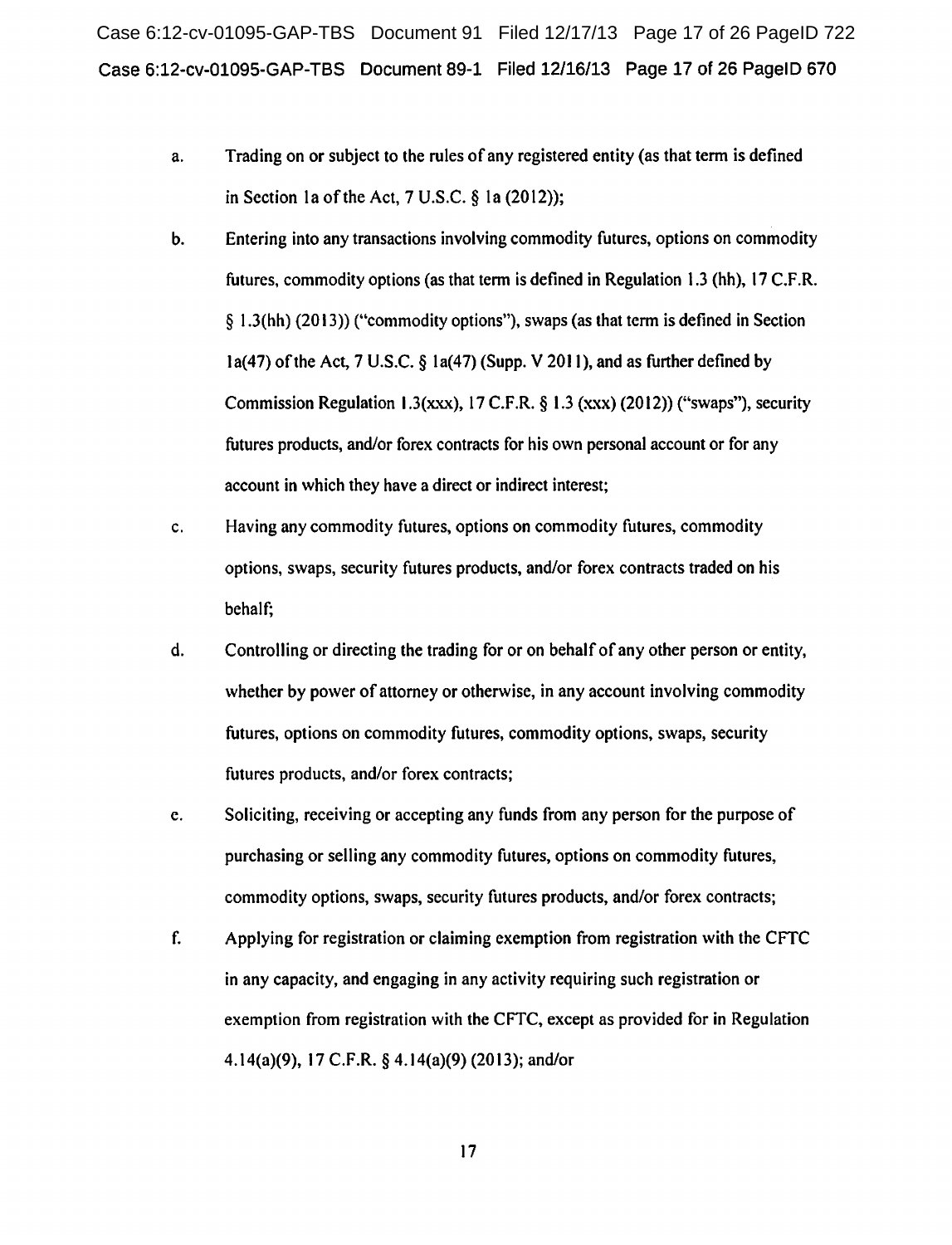a. Trading on or subject to the rules of any registered entity (as that term is defined in Section 1a of the Act, 7 U.S.C. § 1a (2012));

b. Entering into any transactions involving commodity futures, options on commodity futures, commodity options (as that term is defined in Regulation 1.3 (hh), 17 C.F.R. § 1.3(hh) (2013)) ("commodity options"), swaps (as that term is defined in Section 1a(47) of the Act, 7 U.S.C. § 1a(47) (Supp. V 2011), and as further defined by Commission Regulation 1.3(xxx), 17 C.F.R. § 1.3 (xxx) (2012)) ("swaps"), security futures products, and/or forex contracts for his own personal account or for any account in which they have a direct or indirect interest;

c. Having any commodity futures, options on commodity futures, commodity options, swaps, security futures products, and/or forex contracts traded on his behalf;

d. Controlling or directing the trading for or on behalf of any other person or entity, whether by power of attorney or otherwise, in any account involving commodity futures, options on commodity futures, commodity options, swaps, security futures products, and/or forex contracts;

e. Soliciting, receiving or accepting any funds from any person for the purpose of purchasing or selling any commodity futures, options on commodity futures, commodity options, swaps, security futures products, and/or forex contracts;

f. Applying for registration or claiming exemption from registration with the CFTC in any capacity, and engaging in any activity requiring such registration or exemption from registration with the CFTC, except as provided for in Regulation 4.14(a)(9), 17 C.F.R. § 4.14(a)(9) (2013); and/or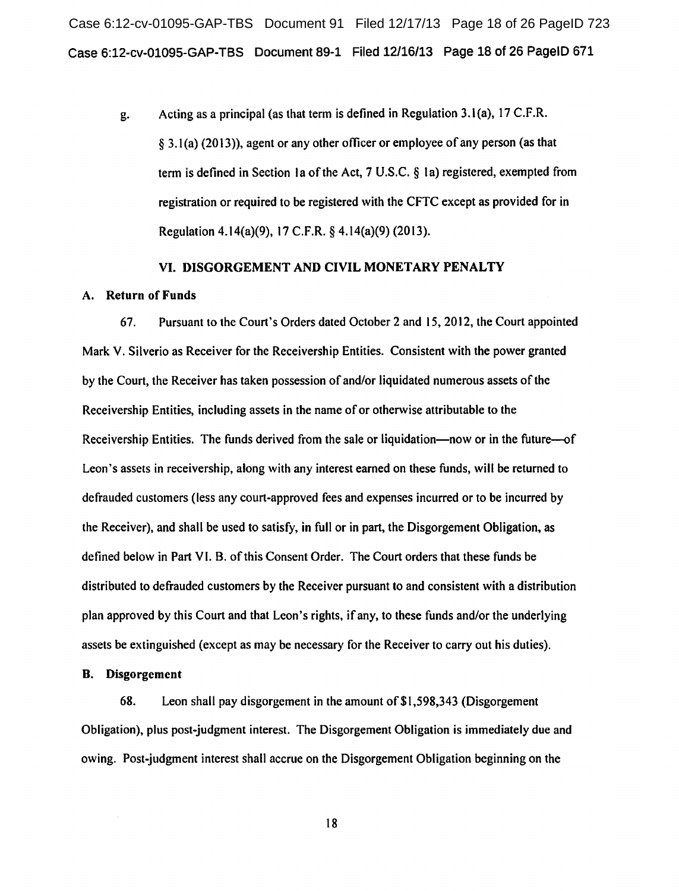g. Acting as a principal (as that term is defined in Regulation 3.1(a), 17 C.F.R. § 3.1(a) (2013)), agent or any other officer or employee of any person (as that term is defined in Section 1a of the Act, 7 U.S.C. § 1a) registered, exempted from registration or required to be registered with the CFTC except as provided for in Regulation 4.14(a)(9), 17 C.F.R. § 4.14(a)(9) (2013).

## VI. DISGORGEMENT AND CIVIL MONETARY PENALTY

### A. Return of Funds

67. Pursuant to the Court's Orders dated October 2 and 15, 2012, the Court appointed Mark V. Silverio as Receiver for the Receivership Entities. Consistent with the power granted by the Court, the Receiver has taken possession of and/or liquidated numerous assets of the Receivership Entities, including assets in the name of or otherwise attributable to the Receivership Entities. The funds derived from the sale or liquidation—now or in the future—of Leon's assets in receivership, along with any interest earned on these funds, will be returned to defrauded customers (less any court-approved fees and expenses incurred or to be incurred by the Receiver), and shall be used to satisfy, in full or in part, the Disgorgement Obligation, as defined below in Part VI. B. of this Consent Order. The Court orders that these funds be distributed to defrauded customers by the Receiver pursuant to and consistent with a distribution plan approved by this Court and that Leon's rights, if any, to these funds and/or the underlying assets be extinguished (except as may be necessary for the Receiver to carry out his duties).

### B. Disgorgement

68. Leon shall pay disgorgement in the amount of $1,598,343 (Disgorgement Obligation), plus post-judgment interest. The Disgorgement Obligation is immediately due and owing. Post-judgment interest shall accrue on the Disgorgement Obligation beginning on the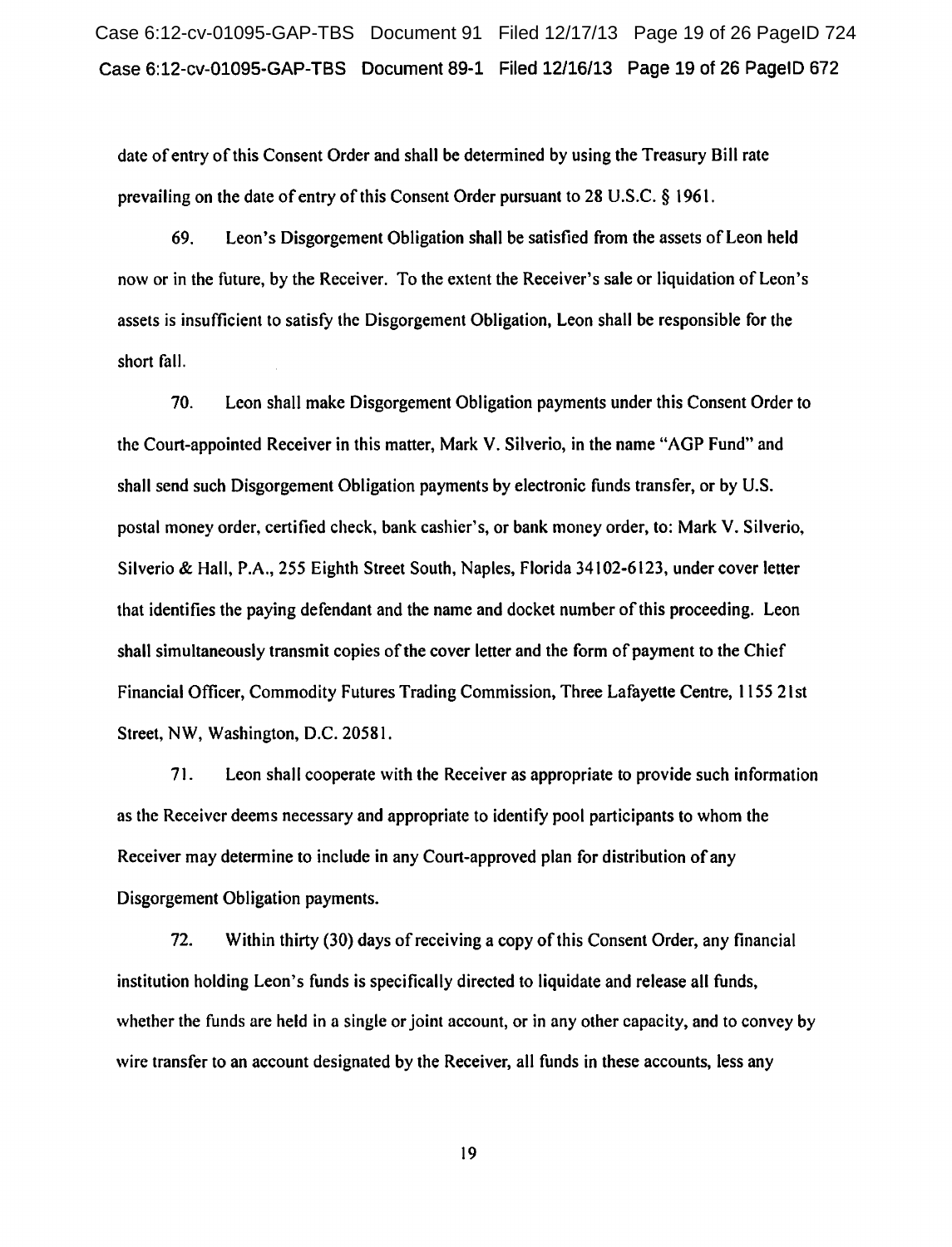date of entry of this Consent Order and shall be determined by using the Treasury Bill rate prevailing on the date of entry of this Consent Order pursuant to 28 U.S.C. § 1961.

69. Leon's Disgorgement Obligation shall be satisfied from the assets of Leon held now or in the future, by the Receiver. To the extent the Receiver's sale or liquidation of Leon's assets is insufficient to satisfy the Disgorgement Obligation, Leon shall be responsible for the short fall.

70. Leon shall make Disgorgement Obligation payments under this Consent Order to the Court-appointed Receiver in this matter, Mark V. Silverio, in the name "AGP Fund" and shall send such Disgorgement Obligation payments by electronic funds transfer, or by U.S. postal money order, certified check, bank cashier's, or bank money order, to: Mark V. Silverio, Silverio & Hall, P.A., 255 Eighth Street South, Naples, Florida 34102-6123, under cover letter that identifies the paying defendant and the name and docket number of this proceeding. Leon shall simultaneously transmit copies of the cover letter and the form of payment to the Chief Financial Officer, Commodity Futures Trading Commission, Three Lafayette Centre, 1155 21st Street, NW, Washington, D.C. 20581.

71. Leon shall cooperate with the Receiver as appropriate to provide such information as the Receiver deems necessary and appropriate to identify pool participants to whom the Receiver may determine to include in any Court-approved plan for distribution of any Disgorgement Obligation payments.

72. Within thirty (30) days of receiving a copy of this Consent Order, any financial institution holding Leon's funds is specifically directed to liquidate and release all funds, whether the funds are held in a single or joint account, or in any other capacity, and to convey by wire transfer to an account designated by the Receiver, all funds in these accounts, less any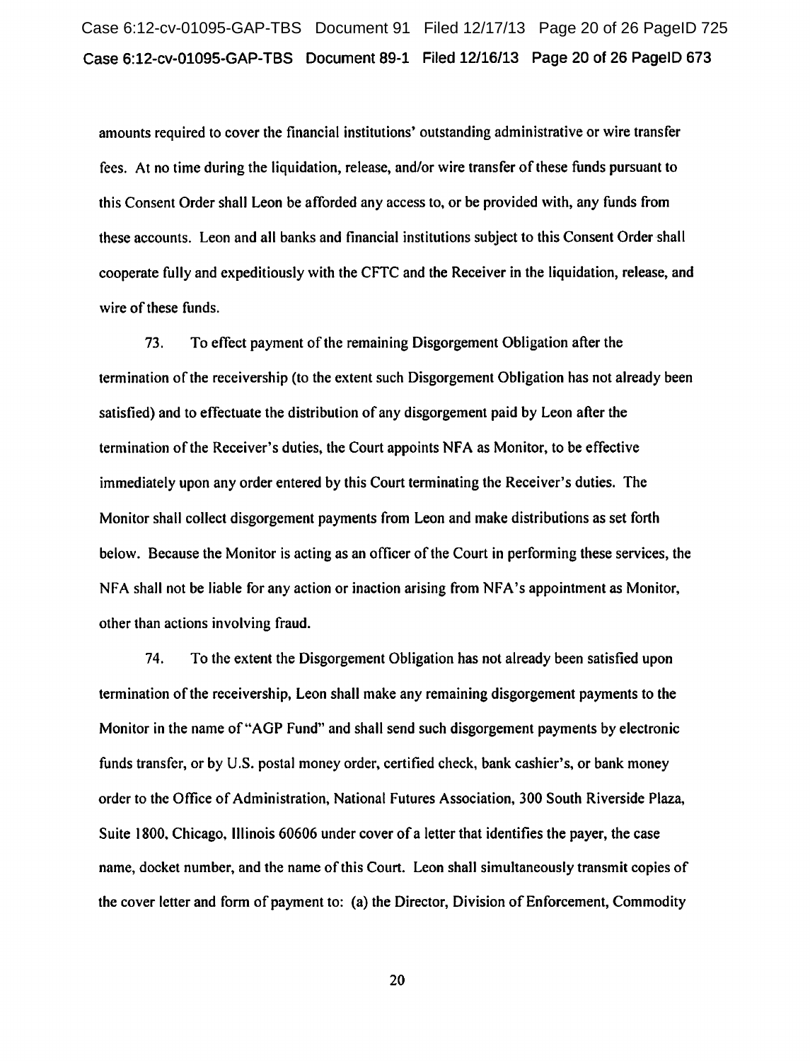amounts required to cover the financial institutions' outstanding administrative or wire transfer fees. At no time during the liquidation, release, and/or wire transfer of these funds pursuant to this Consent Order shall Leon be afforded any access to, or be provided with, any funds from these accounts. Leon and all banks and financial institutions subject to this Consent Order shall cooperate fully and expeditiously with the CFTC and the Receiver in the liquidation, release, and wire of these funds.

73. To effect payment of the remaining Disgorgement Obligation after the termination of the receivership (to the extent such Disgorgement Obligation has not already been satisfied) and to effectuate the distribution of any disgorgement paid by Leon after the termination of the Receiver's duties, the Court appoints NFA as Monitor, to be effective immediately upon any order entered by this Court terminating the Receiver's duties. The Monitor shall collect disgorgement payments from Leon and make distributions as set forth below. Because the Monitor is acting as an officer of the Court in performing these services, the NFA shall not be liable for any action or inaction arising from NFA's appointment as Monitor, other than actions involving fraud.

74. To the extent the Disgorgement Obligation has not already been satisfied upon termination of the receivership, Leon shall make any remaining disgorgement payments to the Monitor in the name of "AGP Fund" and shall send such disgorgement payments by electronic funds transfer, or by U.S. postal money order, certified check, bank cashier's, or bank money order to the Office of Administration, National Futures Association, 300 South Riverside Plaza, Suite 1800, Chicago, Illinois 60606 under cover of a letter that identifies the payer, the case name, docket number, and the name of this Court. Leon shall simultaneously transmit copies of the cover letter and form of payment to: (a) the Director, Division of Enforcement, Commodity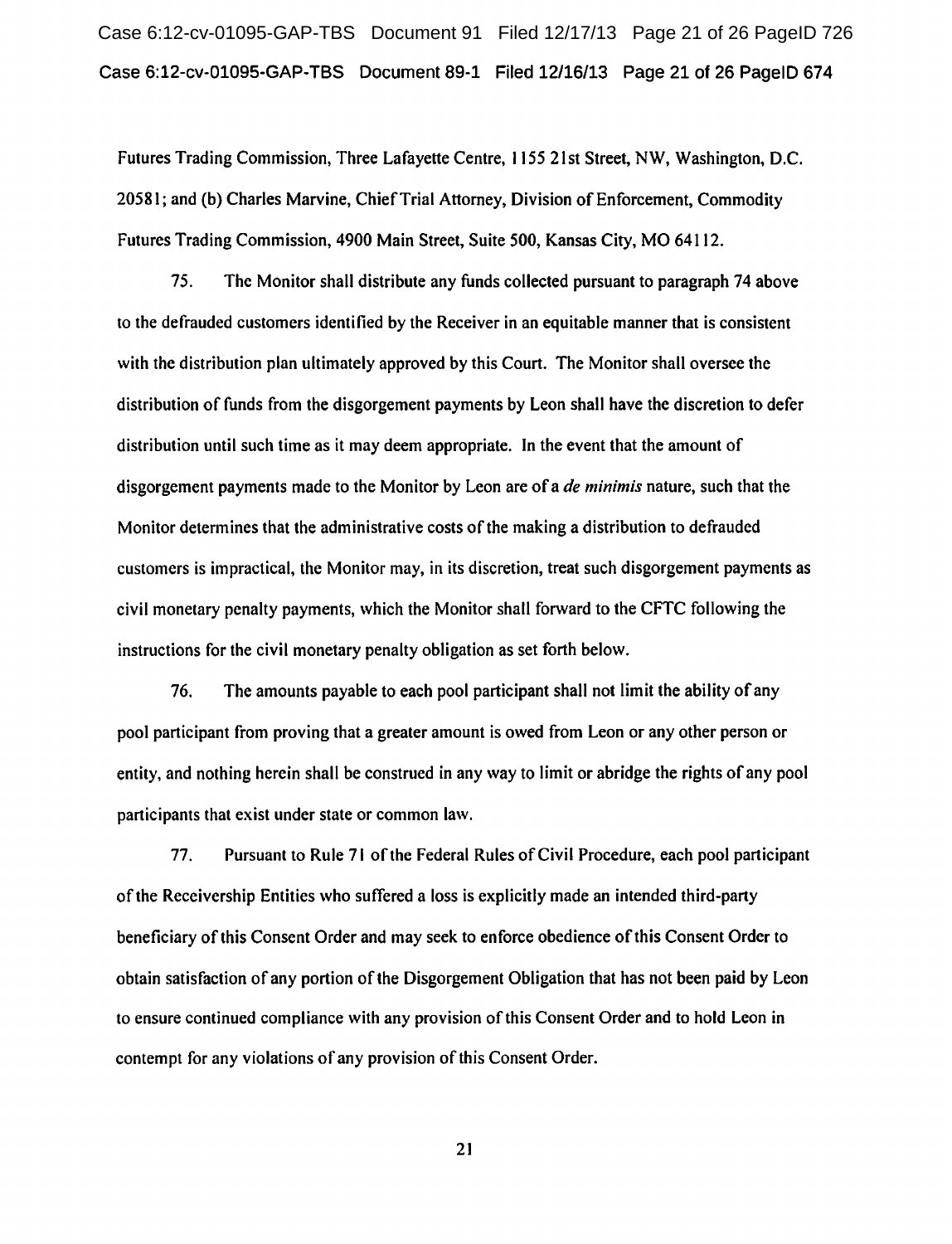Futures Trading Commission, Three Lafayette Centre, 1155 21st Street, NW, Washington, D.C. 20581; and (b) Charles Marvine, Chief Trial Attorney, Division of Enforcement, Commodity Futures Trading Commission, 4900 Main Street, Suite 500, Kansas City, MO 64112.

75. The Monitor shall distribute any funds collected pursuant to paragraph 74 above to the defrauded customers identified by the Receiver in an equitable manner that is consistent with the distribution plan ultimately approved by this Court. The Monitor shall oversee the distribution of funds from the disgorgement payments by Leon shall have the discretion to defer distribution until such time as it may deem appropriate. In the event that the amount of disgorgement payments made to the Monitor by Leon are of a *de minimis* nature, such that the Monitor determines that the administrative costs of the making a distribution to defrauded customers is impractical, the Monitor may, in its discretion, treat such disgorgement payments as civil monetary penalty payments, which the Monitor shall forward to the CFTC following the instructions for the civil monetary penalty obligation as set forth below.

76. The amounts payable to each pool participant shall not limit the ability of any pool participant from proving that a greater amount is owed from Leon or any other person or entity, and nothing herein shall be construed in any way to limit or abridge the rights of any pool participants that exist under state or common law.

77. Pursuant to Rule 71 of the Federal Rules of Civil Procedure, each pool participant of the Receivership Entities who suffered a loss is explicitly made an intended third-party beneficiary of this Consent Order and may seek to enforce obedience of this Consent Order to obtain satisfaction of any portion of the Disgorgement Obligation that has not been paid by Leon to ensure continued compliance with any provision of this Consent Order and to hold Leon in contempt for any violations of any provision of this Consent Order.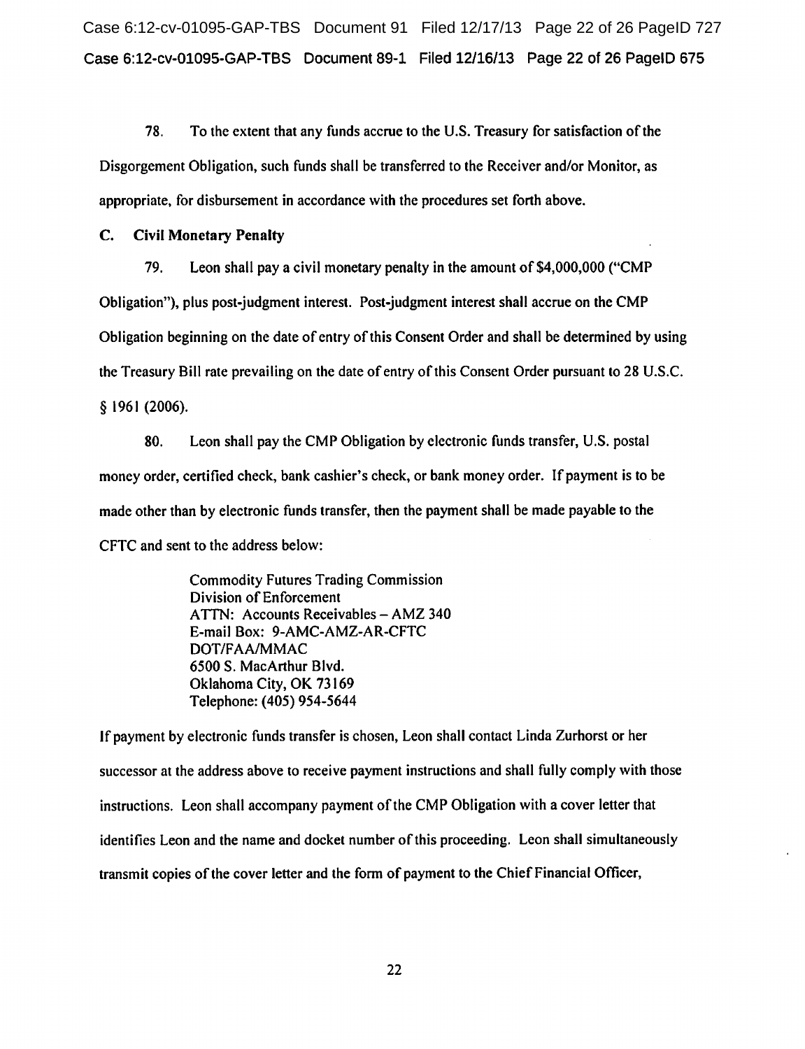78. To the extent that any funds accrue to the U.S. Treasury for satisfaction of the Disgorgement Obligation, such funds shall be transferred to the Receiver and/or Monitor, as appropriate, for disbursement in accordance with the procedures set forth above.

**C. Civil Monetary Penalty**

79. Leon shall pay a civil monetary penalty in the amount of $4,000,000 ("CMP Obligation"), plus post-judgment interest. Post-judgment interest shall accrue on the CMP Obligation beginning on the date of entry of this Consent Order and shall be determined by using the Treasury Bill rate prevailing on the date of entry of this Consent Order pursuant to 28 U.S.C. § 1961 (2006).

80. Leon shall pay the CMP Obligation by electronic funds transfer, U.S. postal money order, certified check, bank cashier's check, or bank money order. If payment is to be made other than by electronic funds transfer, then the payment shall be made payable to the CFTC and sent to the address below:

> Commodity Futures Trading Commission
> Division of Enforcement
> ATTN: Accounts Receivables – AMZ 340
> E-mail Box: 9-AMC-AMZ-AR-CFTC
> DOT/FAA/MMAC
> 6500 S. MacArthur Blvd.
> Oklahoma City, OK 73169
> Telephone: (405) 954-5644

If payment by electronic funds transfer is chosen, Leon shall contact Linda Zurhorst or her successor at the address above to receive payment instructions and shall fully comply with those instructions. Leon shall accompany payment of the CMP Obligation with a cover letter that identifies Leon and the name and docket number of this proceeding. Leon shall simultaneously transmit copies of the cover letter and the form of payment to the Chief Financial Officer,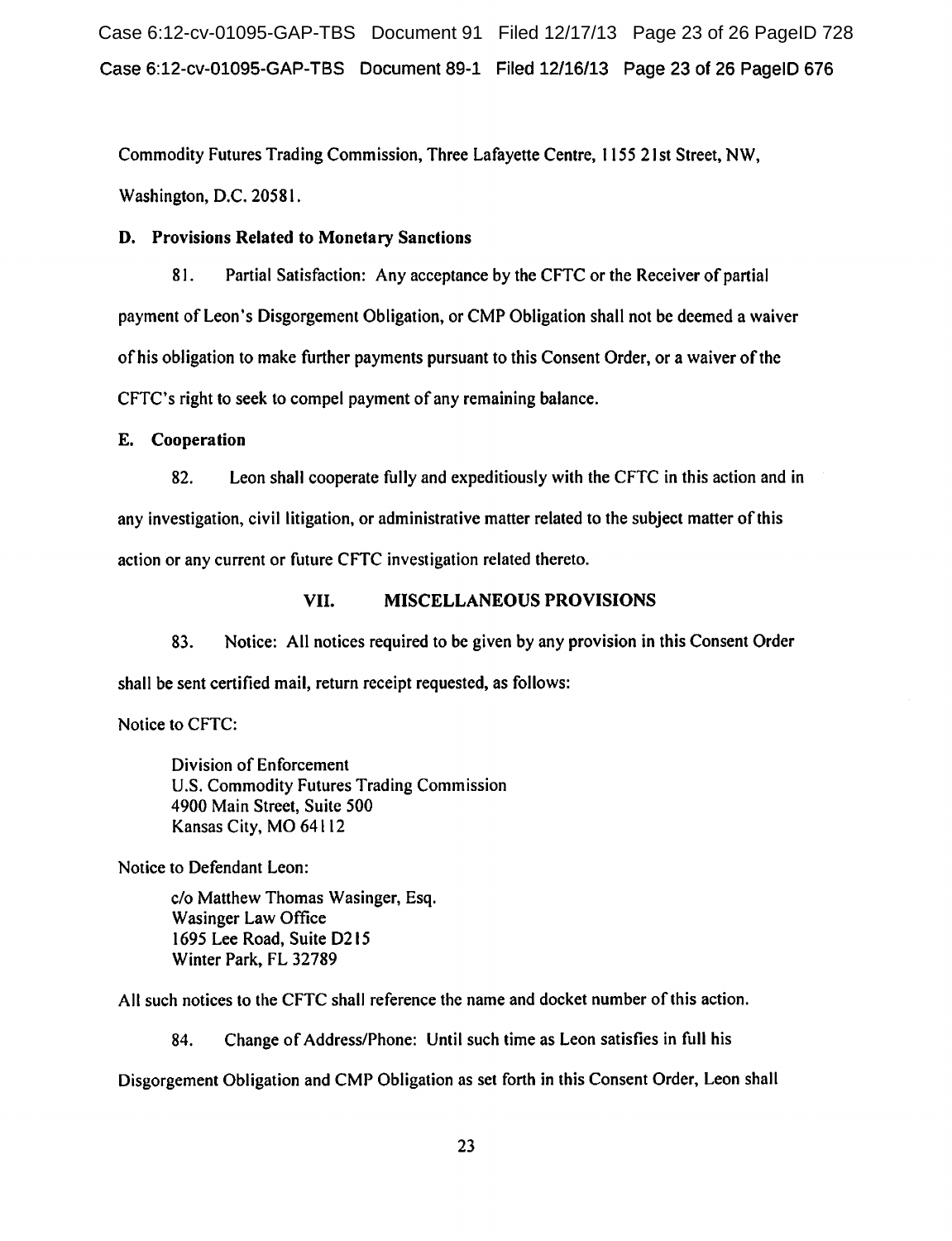Commodity Futures Trading Commission, Three Lafayette Centre, 1155 21st Street, NW, Washington, D.C. 20581.

**D. Provisions Related to Monetary Sanctions**

81. Partial Satisfaction: Any acceptance by the CFTC or the Receiver of partial payment of Leon's Disgorgement Obligation, or CMP Obligation shall not be deemed a waiver of his obligation to make further payments pursuant to this Consent Order, or a waiver of the CFTC's right to seek to compel payment of any remaining balance.

**E. Cooperation**

82. Leon shall cooperate fully and expeditiously with the CFTC in this action and in any investigation, civil litigation, or administrative matter related to the subject matter of this action or any current or future CFTC investigation related thereto.

## VII. MISCELLANEOUS PROVISIONS

83. Notice: All notices required to be given by any provision in this Consent Order shall be sent certified mail, return receipt requested, as follows:

Notice to CFTC:

Division of Enforcement
U.S. Commodity Futures Trading Commission
4900 Main Street, Suite 500
Kansas City, MO 64112

Notice to Defendant Leon:

c/o Matthew Thomas Wasinger, Esq.
Wasinger Law Office
1695 Lee Road, Suite D215
Winter Park, FL 32789

All such notices to the CFTC shall reference the name and docket number of this action.

84. Change of Address/Phone: Until such time as Leon satisfies in full his Disgorgement Obligation and CMP Obligation as set forth in this Consent Order, Leon shall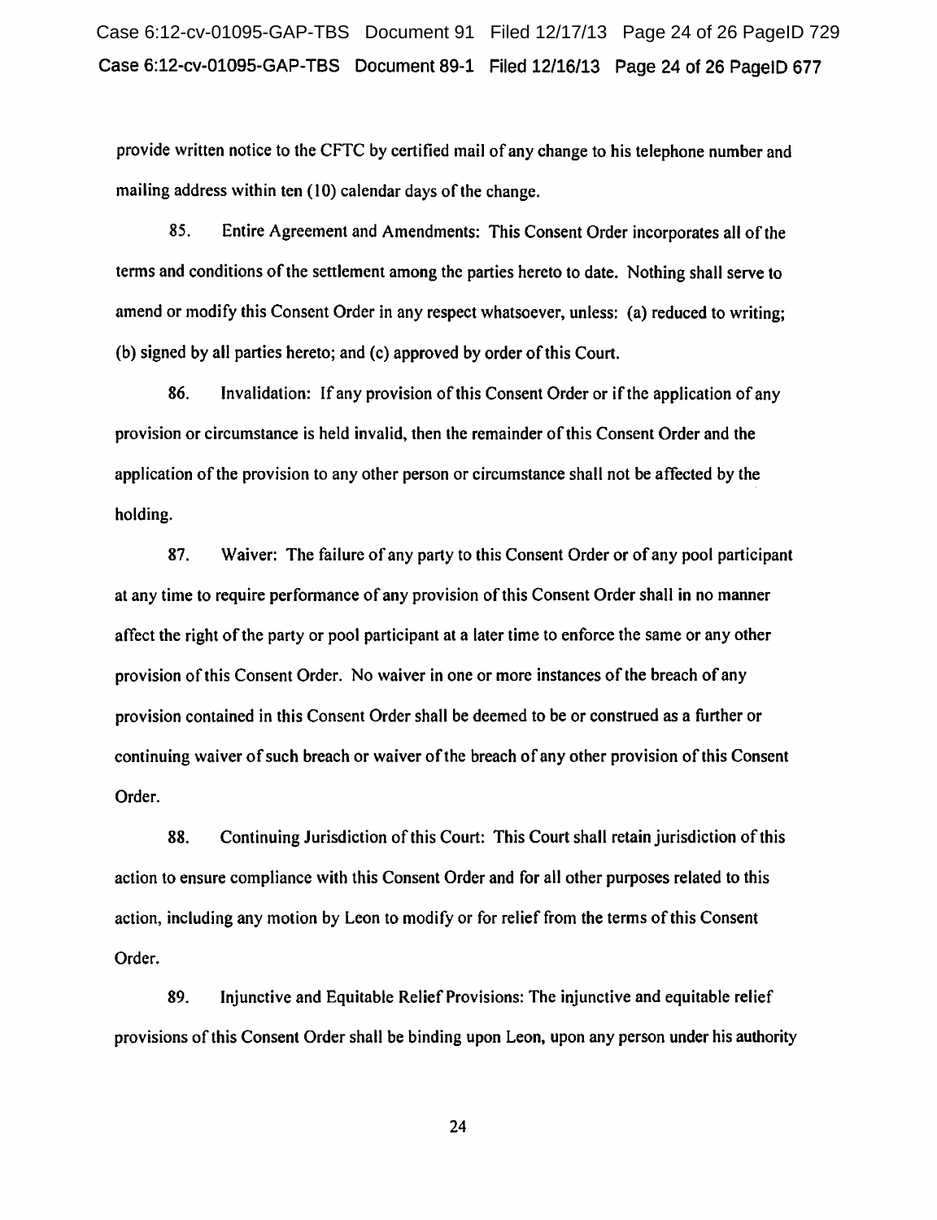provide written notice to the CFTC by certified mail of any change to his telephone number and mailing address within ten (10) calendar days of the change.

85. Entire Agreement and Amendments: This Consent Order incorporates all of the terms and conditions of the settlement among the parties hereto to date. Nothing shall serve to amend or modify this Consent Order in any respect whatsoever, unless: (a) reduced to writing; (b) signed by all parties hereto; and (c) approved by order of this Court.

86. Invalidation: If any provision of this Consent Order or if the application of any provision or circumstance is held invalid, then the remainder of this Consent Order and the application of the provision to any other person or circumstance shall not be affected by the holding.

87. Waiver: The failure of any party to this Consent Order or of any pool participant at any time to require performance of any provision of this Consent Order shall in no manner affect the right of the party or pool participant at a later time to enforce the same or any other provision of this Consent Order. No waiver in one or more instances of the breach of any provision contained in this Consent Order shall be deemed to be or construed as a further or continuing waiver of such breach or waiver of the breach of any other provision of this Consent Order.

88. Continuing Jurisdiction of this Court: This Court shall retain jurisdiction of this action to ensure compliance with this Consent Order and for all other purposes related to this action, including any motion by Leon to modify or for relief from the terms of this Consent Order.

89. Injunctive and Equitable Relief Provisions: The injunctive and equitable relief provisions of this Consent Order shall be binding upon Leon, upon any person under his authority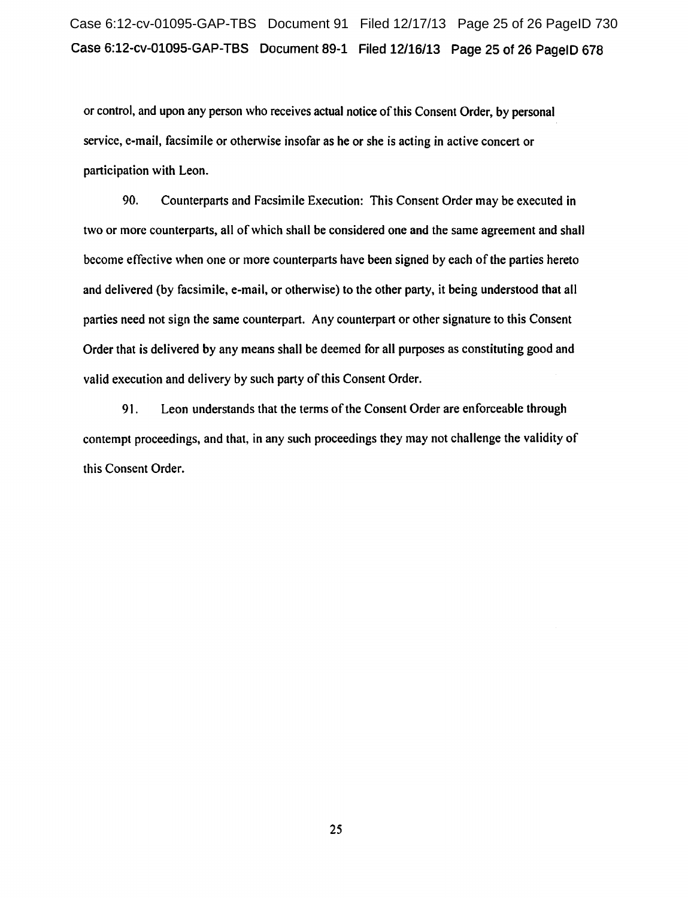or control, and upon any person who receives actual notice of this Consent Order, by personal service, e-mail, facsimile or otherwise insofar as he or she is acting in active concert or participation with Leon.

90. Counterparts and Facsimile Execution: This Consent Order may be executed in two or more counterparts, all of which shall be considered one and the same agreement and shall become effective when one or more counterparts have been signed by each of the parties hereto and delivered (by facsimile, e-mail, or otherwise) to the other party, it being understood that all parties need not sign the same counterpart. Any counterpart or other signature to this Consent Order that is delivered by any means shall be deemed for all purposes as constituting good and valid execution and delivery by such party of this Consent Order.

91. Leon understands that the terms of the Consent Order are enforceable through contempt proceedings, and that, in any such proceedings they may not challenge the validity of this Consent Order.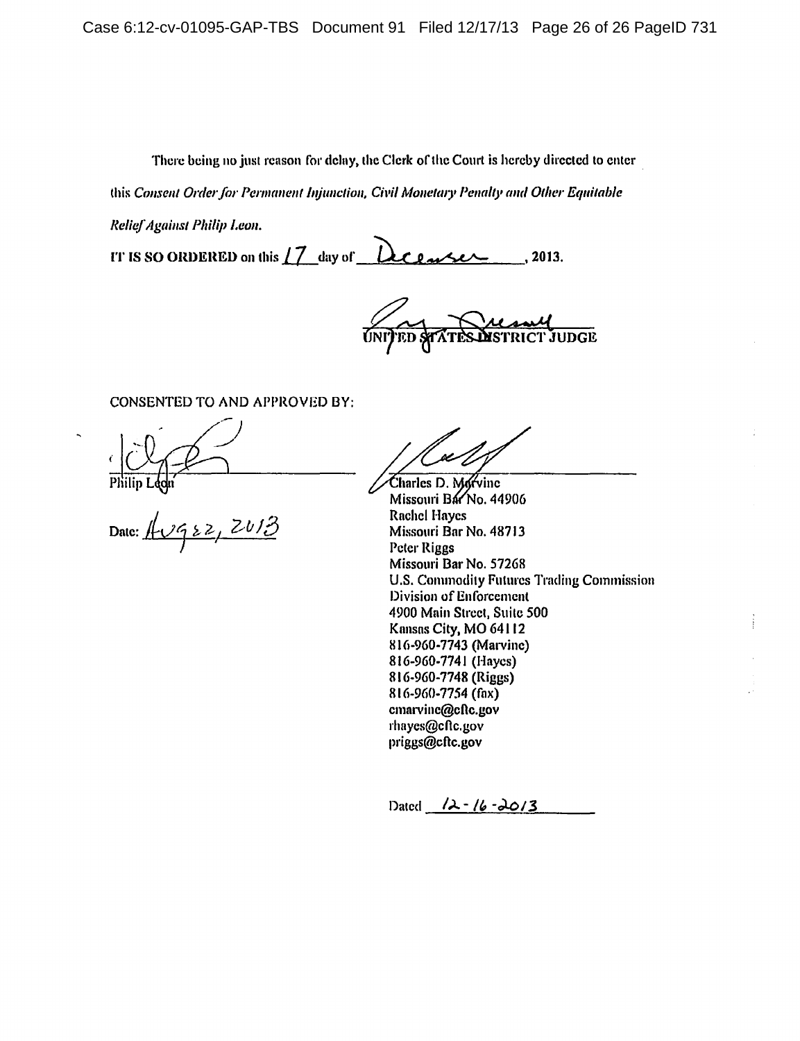There being no just reason for delay, the Clerk of the Court is hereby directed to enter this *Consent Order for Permanent Injunction, Civil Monetary Penalty and Other Equitable Relief Against Philip Leon.*

**IT IS SO ORDERED on this 17 day of December, 2013.**

**UNITED STATES DISTRICT JUDGE**

CONSENTED TO AND APPROVED BY:

Philip Leon

Date: Aug 22, 2013

Charles D. Marvine
Missouri Bar No. 44906
Rachel Hayes
Missouri Bar No. 48713
Peter Riggs
Missouri Bar No. 57268
U.S. Commodity Futures Trading Commission
Division of Enforcement
4900 Main Street, Suite 500
Kansas City, MO 64112
816-960-7743 (Marvine)
816-960-7741 (Hayes)
816-960-7748 (Riggs)
816-960-7754 (fax)
cmarvine@cftc.gov
rhayes@cftc.gov
priggs@cftc.gov

Dated 12-16-2013